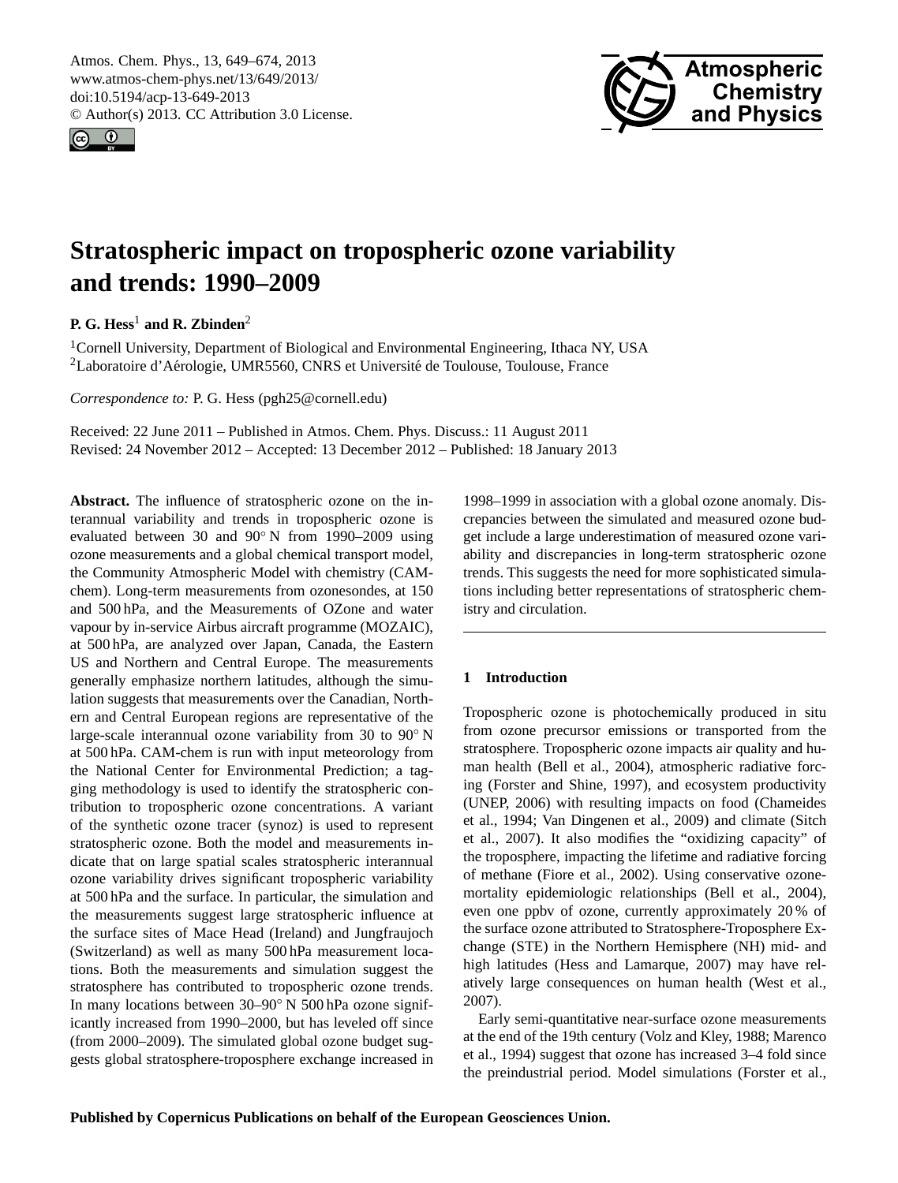# Stratospheric impact on tropospheric ozone variability and trends: 1990–2009

**P. G. Hess**[1] **and R. Zbinden**[2]

[1]Cornell University, Department of Biological and Environmental Engineering, Ithaca NY, USA
[2]Laboratoire d'Aérologie, UMR5560, CNRS et Université de Toulouse, Toulouse, France

*Correspondence to:* P. G. Hess (pgh25@cornell.edu)

Received: 22 June 2011 – Published in Atmos. Chem. Phys. Discuss.: 11 August 2011
Revised: 24 November 2012 – Accepted: 13 December 2012 – Published: 18 January 2013

**Abstract.** The influence of stratospheric ozone on the interannual variability and trends in tropospheric ozone is evaluated between 30 and 90° N from 1990–2009 using ozone measurements and a global chemical transport model, the Community Atmospheric Model with chemistry (CAM-chem). Long-term measurements from ozonesondes, at 150 and 500 hPa, and the Measurements of OZone and water vapour by in-service Airbus aircraft programme (MOZAIC), at 500 hPa, are analyzed over Japan, Canada, the Eastern US and Northern and Central Europe. The measurements generally emphasize northern latitudes, although the simulation suggests that measurements over the Canadian, Northern and Central European regions are representative of the large-scale interannual ozone variability from 30 to 90° N at 500 hPa. CAM-chem is run with input meteorology from the National Center for Environmental Prediction; a tagging methodology is used to identify the stratospheric contribution to tropospheric ozone concentrations. A variant of the synthetic ozone tracer (synoz) is used to represent stratospheric ozone. Both the model and measurements indicate that on large spatial scales stratospheric interannual ozone variability drives significant tropospheric variability at 500 hPa and the surface. In particular, the simulation and the measurements suggest large stratospheric influence at the surface sites of Mace Head (Ireland) and Jungfraujoch (Switzerland) as well as many 500 hPa measurement locations. Both the measurements and simulation suggest the stratosphere has contributed to tropospheric ozone trends. In many locations between 30–90° N 500 hPa ozone significantly increased from 1990–2000, but has leveled off since (from 2000–2009). The simulated global ozone budget suggests global stratosphere-troposphere exchange increased in 1998–1999 in association with a global ozone anomaly. Discrepancies between the simulated and measured ozone budget include a large underestimation of measured ozone variability and discrepancies in long-term stratospheric ozone trends. This suggests the need for more sophisticated simulations including better representations of stratospheric chemistry and circulation.

## 1 Introduction

Tropospheric ozone is photochemically produced in situ from ozone precursor emissions or transported from the stratosphere. Tropospheric ozone impacts air quality and human health (Bell et al., 2004), atmospheric radiative forcing (Forster and Shine, 1997), and ecosystem productivity (UNEP, 2006) with resulting impacts on food (Chameides et al., 1994; Van Dingenen et al., 2009) and climate (Sitch et al., 2007). It also modifies the "oxidizing capacity" of the troposphere, impacting the lifetime and radiative forcing of methane (Fiore et al., 2002). Using conservative ozone-mortality epidemiologic relationships (Bell et al., 2004), even one ppbv of ozone, currently approximately 20 % of the surface ozone attributed to Stratosphere-Troposphere Exchange (STE) in the Northern Hemisphere (NH) mid- and high latitudes (Hess and Lamarque, 2007) may have relatively large consequences on human health (West et al., 2007).

Early semi-quantitative near-surface ozone measurements at the end of the 19th century (Volz and Kley, 1988; Marenco et al., 1994) suggest that ozone has increased 3–4 fold since the preindustrial period. Model simulations (Forster et al.,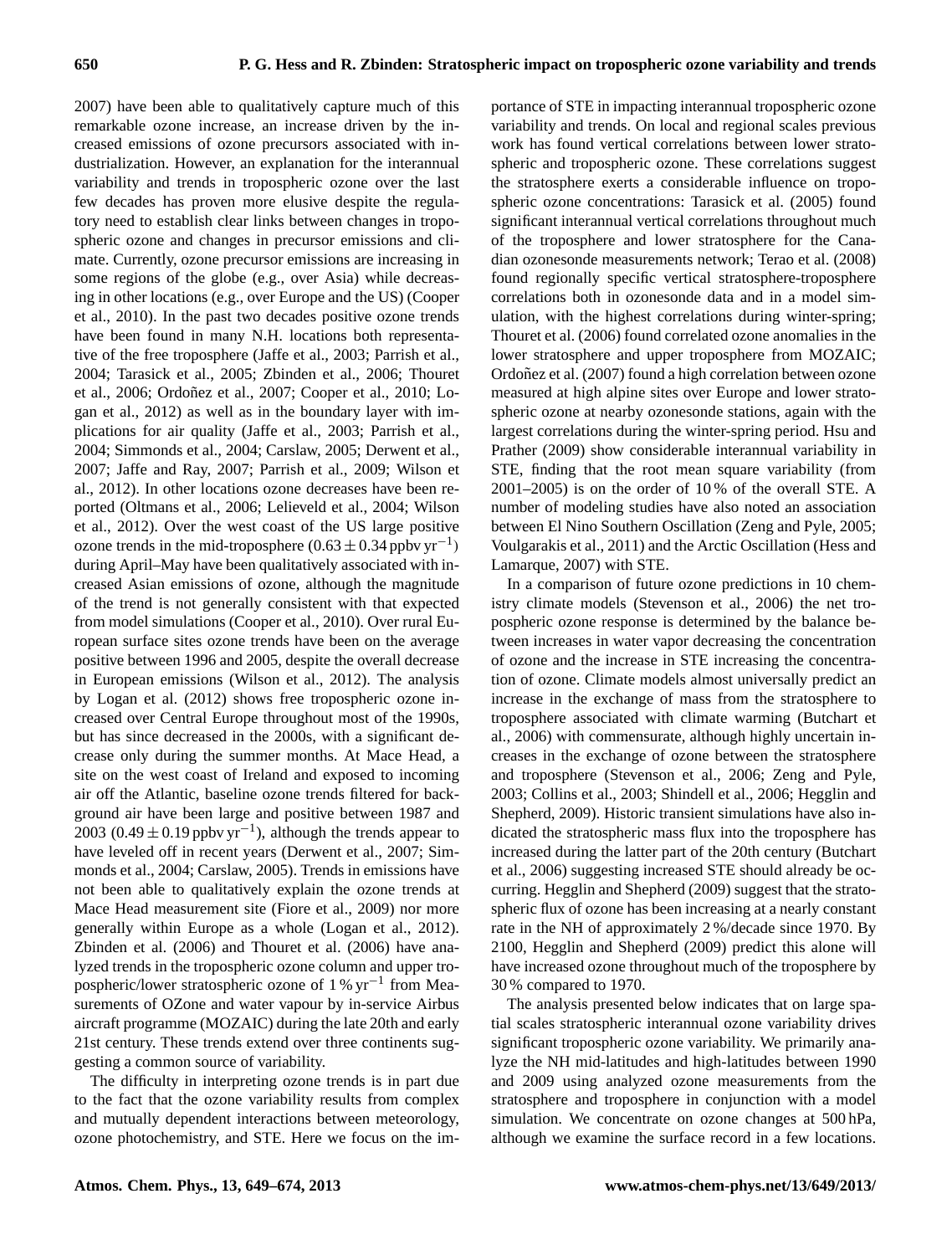2007) have been able to qualitatively capture much of this remarkable ozone increase, an increase driven by the increased emissions of ozone precursors associated with industrialization. However, an explanation for the interannual variability and trends in tropospheric ozone over the last few decades has proven more elusive despite the regulatory need to establish clear links between changes in tropospheric ozone and changes in precursor emissions and climate. Currently, ozone precursor emissions are increasing in some regions of the globe (e.g., over Asia) while decreasing in other locations (e.g., over Europe and the US) (Cooper et al., 2010). In the past two decades positive ozone trends have been found in many N.H. locations both representative of the free troposphere (Jaffe et al., 2003; Parrish et al., 2004; Tarasick et al., 2005; Zbinden et al., 2006; Thouret et al., 2006; Ordoñez et al., 2007; Cooper et al., 2010; Logan et al., 2012) as well as in the boundary layer with implications for air quality (Jaffe et al., 2003; Parrish et al., 2004; Simmonds et al., 2004; Carslaw, 2005; Derwent et al., 2007; Jaffe and Ray, 2007; Parrish et al., 2009; Wilson et al., 2012). In other locations ozone decreases have been reported (Oltmans et al., 2006; Lelieveld et al., 2004; Wilson et al., 2012). Over the west coast of the US large positive ozone trends in the mid-troposphere ($0.63 \pm 0.34$ ppbv yr$^{-1}$) during April–May have been qualitatively associated with increased Asian emissions of ozone, although the magnitude of the trend is not generally consistent with that expected from model simulations (Cooper et al., 2010). Over rural European surface sites ozone trends have been on the average positive between 1996 and 2005, despite the overall decrease in European emissions (Wilson et al., 2012). The analysis by Logan et al. (2012) shows free tropospheric ozone increased over Central Europe throughout most of the 1990s, but has since decreased in the 2000s, with a significant decrease only during the summer months. At Mace Head, a site on the west coast of Ireland and exposed to incoming air off the Atlantic, baseline ozone trends filtered for background air have been large and positive between 1987 and 2003 ($0.49 \pm 0.19$ ppbv yr$^{-1}$), although the trends appear to have leveled off in recent years (Derwent et al., 2007; Simmonds et al., 2004; Carslaw, 2005). Trends in emissions have not been able to qualitatively explain the ozone trends at Mace Head measurement site (Fiore et al., 2009) nor more generally within Europe as a whole (Logan et al., 2012). Zbinden et al. (2006) and Thouret et al. (2006) have analyzed trends in the tropospheric ozone column and upper tropospheric/lower stratospheric ozone of 1 % yr$^{-1}$ from Measurements of OZone and water vapour by in-service Airbus aircraft programme (MOZAIC) during the late 20th and early 21st century. These trends extend over three continents suggesting a common source of variability.

The difficulty in interpreting ozone trends is in part due to the fact that the ozone variability results from complex and mutually dependent interactions between meteorology, ozone photochemistry, and STE. Here we focus on the importance of STE in impacting interannual tropospheric ozone variability and trends. On local and regional scales previous work has found vertical correlations between lower stratospheric and tropospheric ozone. These correlations suggest the stratosphere exerts a considerable influence on tropospheric ozone concentrations: Tarasick et al. (2005) found significant interannual vertical correlations throughout much of the troposphere and lower stratosphere for the Canadian ozonesonde measurements network; Terao et al. (2008) found regionally specific vertical stratosphere-troposphere correlations both in ozonesonde data and in a model simulation, with the highest correlations during winter-spring; Thouret et al. (2006) found correlated ozone anomalies in the lower stratosphere and upper troposphere from MOZAIC; Ordoñez et al. (2007) found a high correlation between ozone measured at high alpine sites over Europe and lower stratospheric ozone at nearby ozonesonde stations, again with the largest correlations during the winter-spring period. Hsu and Prather (2009) show considerable interannual variability in STE, finding that the root mean square variability (from 2001–2005) is on the order of 10 % of the overall STE. A number of modeling studies have also noted an association between El Nino Southern Oscillation (Zeng and Pyle, 2005; Voulgarakis et al., 2011) and the Arctic Oscillation (Hess and Lamarque, 2007) with STE.

In a comparison of future ozone predictions in 10 chemistry climate models (Stevenson et al., 2006) the net tropospheric ozone response is determined by the balance between increases in water vapor decreasing the concentration of ozone and the increase in STE increasing the concentration of ozone. Climate models almost universally predict an increase in the exchange of mass from the stratosphere to troposphere associated with climate warming (Butchart et al., 2006) with commensurate, although highly uncertain increases in the exchange of ozone between the stratosphere and troposphere (Stevenson et al., 2006; Zeng and Pyle, 2003; Collins et al., 2003; Shindell et al., 2006; Hegglin and Shepherd, 2009). Historic transient simulations have also indicated the stratospheric mass flux into the troposphere has increased during the latter part of the 20th century (Butchart et al., 2006) suggesting increased STE should already be occurring. Hegglin and Shepherd (2009) suggest that the stratospheric flux of ozone has been increasing at a nearly constant rate in the NH of approximately 2 %/decade since 1970. By 2100, Hegglin and Shepherd (2009) predict this alone will have increased ozone throughout much of the troposphere by 30 % compared to 1970.

The analysis presented below indicates that on large spatial scales stratospheric interannual ozone variability drives significant tropospheric ozone variability. We primarily analyze the NH mid-latitudes and high-latitudes between 1990 and 2009 using analyzed ozone measurements from the stratosphere and troposphere in conjunction with a model simulation. We concentrate on ozone changes at 500 hPa, although we examine the surface record in a few locations.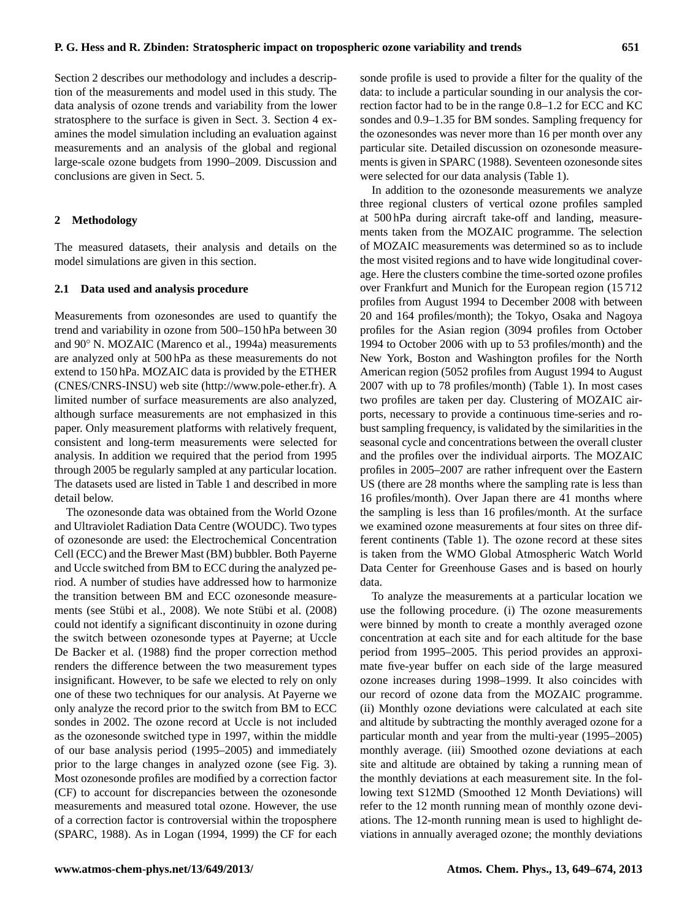Section 2 describes our methodology and includes a description of the measurements and model used in this study. The data analysis of ozone trends and variability from the lower stratosphere to the surface is given in Sect. 3. Section 4 examines the model simulation including an evaluation against measurements and an analysis of the global and regional large-scale ozone budgets from 1990–2009. Discussion and conclusions are given in Sect. 5.

## 2 Methodology

The measured datasets, their analysis and details on the model simulations are given in this section.

### 2.1 Data used and analysis procedure

Measurements from ozonesondes are used to quantify the trend and variability in ozone from 500–150 hPa between 30 and 90° N. MOZAIC (Marenco et al., 1994a) measurements are analyzed only at 500 hPa as these measurements do not extend to 150 hPa. MOZAIC data is provided by the ETHER (CNES/CNRS-INSU) web site (http://www.pole-ether.fr). A limited number of surface measurements are also analyzed, although surface measurements are not emphasized in this paper. Only measurement platforms with relatively frequent, consistent and long-term measurements were selected for analysis. In addition we required that the period from 1995 through 2005 be regularly sampled at any particular location. The datasets used are listed in Table 1 and described in more detail below.

The ozonesonde data was obtained from the World Ozone and Ultraviolet Radiation Data Centre (WOUDC). Two types of ozonesonde are used: the Electrochemical Concentration Cell (ECC) and the Brewer Mast (BM) bubbler. Both Payerne and Uccle switched from BM to ECC during the analyzed period. A number of studies have addressed how to harmonize the transition between BM and ECC ozonesonde measurements (see Stübi et al., 2008). We note Stübi et al. (2008) could not identify a significant discontinuity in ozone during the switch between ozonesonde types at Payerne; at Uccle De Backer et al. (1988) find the proper correction method renders the difference between the two measurement types insignificant. However, to be safe we elected to rely on only one of these two techniques for our analysis. At Payerne we only analyze the record prior to the switch from BM to ECC sondes in 2002. The ozone record at Uccle is not included as the ozonesonde switched type in 1997, within the middle of our base analysis period (1995–2005) and immediately prior to the large changes in analyzed ozone (see Fig. 3). Most ozonesonde profiles are modified by a correction factor (CF) to account for discrepancies between the ozonesonde measurements and measured total ozone. However, the use of a correction factor is controversial within the troposphere (SPARC, 1988). As in Logan (1994, 1999) the CF for each sonde profile is used to provide a filter for the quality of the data: to include a particular sounding in our analysis the correction factor had to be in the range 0.8–1.2 for ECC and KC sondes and 0.9–1.35 for BM sondes. Sampling frequency for the ozonesondes was never more than 16 per month over any particular site. Detailed discussion on ozonesonde measurements is given in SPARC (1988). Seventeen ozonesonde sites were selected for our data analysis (Table 1).

In addition to the ozonesonde measurements we analyze three regional clusters of vertical ozone profiles sampled at 500 hPa during aircraft take-off and landing, measurements taken from the MOZAIC programme. The selection of MOZAIC measurements was determined so as to include the most visited regions and to have wide longitudinal coverage. Here the clusters combine the time-sorted ozone profiles over Frankfurt and Munich for the European region (15 712 profiles from August 1994 to December 2008 with between 20 and 164 profiles/month); the Tokyo, Osaka and Nagoya profiles for the Asian region (3094 profiles from October 1994 to October 2006 with up to 53 profiles/month) and the New York, Boston and Washington profiles for the North American region (5052 profiles from August 1994 to August 2007 with up to 78 profiles/month) (Table 1). In most cases two profiles are taken per day. Clustering of MOZAIC airports, necessary to provide a continuous time-series and robust sampling frequency, is validated by the similarities in the seasonal cycle and concentrations between the overall cluster and the profiles over the individual airports. The MOZAIC profiles in 2005–2007 are rather infrequent over the Eastern US (there are 28 months where the sampling rate is less than 16 profiles/month). Over Japan there are 41 months where the sampling is less than 16 profiles/month. At the surface we examined ozone measurements at four sites on three different continents (Table 1). The ozone record at these sites is taken from the WMO Global Atmospheric Watch World Data Center for Greenhouse Gases and is based on hourly data.

To analyze the measurements at a particular location we use the following procedure. (i) The ozone measurements were binned by month to create a monthly averaged ozone concentration at each site and for each altitude for the base period from 1995–2005. This period provides an approximate five-year buffer on each side of the large measured ozone increases during 1998–1999. It also coincides with our record of ozone data from the MOZAIC programme. (ii) Monthly ozone deviations were calculated at each site and altitude by subtracting the monthly averaged ozone for a particular month and year from the multi-year (1995–2005) monthly average. (iii) Smoothed ozone deviations at each site and altitude are obtained by taking a running mean of the monthly deviations at each measurement site. In the following text S12MD (Smoothed 12 Month Deviations) will refer to the 12 month running mean of monthly ozone deviations. The 12-month running mean is used to highlight deviations in annually averaged ozone; the monthly deviations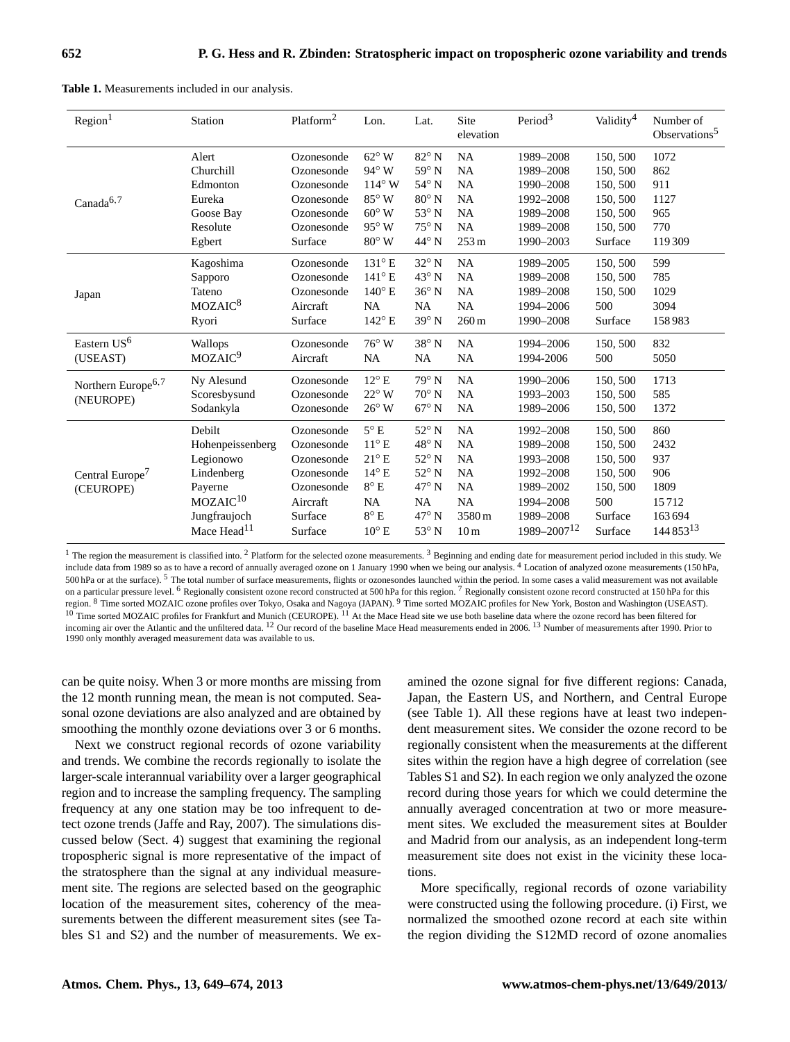**Table 1.** Measurements included in our analysis.

| Region[1] | Station | Platform[2] | Lon. | Lat. | Site elevation | Period[3] | Validity[4] | Number of Observations[5] |
|---|---|---|---|---|---|---|---|---|
| Canada[6,7] | Alert | Ozonesonde | 62° W | 82° N | NA | 1989–2008 | 150, 500 | 1072 |
| | Churchill | Ozonesonde | 94° W | 59° N | NA | 1989–2008 | 150, 500 | 862 |
| | Edmonton | Ozonesonde | 114° W | 54° N | NA | 1990–2008 | 150, 500 | 911 |
| | Eureka | Ozonesonde | 85° W | 80° N | NA | 1992–2008 | 150, 500 | 1127 |
| | Goose Bay | Ozonesonde | 60° W | 53° N | NA | 1989–2008 | 150, 500 | 965 |
| | Resolute | Ozonesonde | 95° W | 75° N | NA | 1989–2008 | 150, 500 | 770 |
| | Egbert | Surface | 80° W | 44° N | 253 m | 1990–2003 | Surface | 119 309 |
| Japan | Kagoshima | Ozonesonde | 131° E | 32° N | NA | 1989–2005 | 150, 500 | 599 |
| | Sapporo | Ozonesonde | 141° E | 43° N | NA | 1989–2008 | 150, 500 | 785 |
| | Tateno | Ozonesonde | 140° E | 36° N | NA | 1989–2008 | 150, 500 | 1029 |
| | MOZAIC[8] | Aircraft | NA | NA | NA | 1994–2006 | 500 | 3094 |
| | Ryori | Surface | 142° E | 39° N | 260 m | 1990–2008 | Surface | 158 983 |
| Eastern US[6] (USEAST) | Wallops | Ozonesonde | 76° W | 38° N | NA | 1994–2006 | 150, 500 | 832 |
| | MOZAIC[9] | Aircraft | NA | NA | NA | 1994-2006 | 500 | 5050 |
| Northern Europe[6,7] (NEUROPE) | Ny Alesund | Ozonesonde | 12° E | 79° N | NA | 1990–2006 | 150, 500 | 1713 |
| | Scoresbysund | Ozonesonde | 22° W | 70° N | NA | 1993–2003 | 150, 500 | 585 |
| | Sodankyla | Ozonesonde | 26° W | 67° N | NA | 1989–2006 | 150, 500 | 1372 |
| Central Europe[7] (CEUROPE) | Debilt | Ozonesonde | 5° E | 52° N | NA | 1992–2008 | 150, 500 | 860 |
| | Hohenpeissenberg | Ozonesonde | 11° E | 48° N | NA | 1989–2008 | 150, 500 | 2432 |
| | Legionowo | Ozonesonde | 21° E | 52° N | NA | 1993–2008 | 150, 500 | 937 |
| | Lindenberg | Ozonesonde | 14° E | 52° N | NA | 1992–2008 | 150, 500 | 906 |
| | Payerne | Ozonesonde | 8° E | 47° N | NA | 1989–2002 | 150, 500 | 1809 |
| | MOZAIC[10] | Aircraft | NA | NA | NA | 1994–2008 | 500 | 15 712 |
| | Jungfraujoch | Surface | 8° E | 47° N | 3580 m | 1989–2008 | Surface | 163 694 |
| | Mace Head[11] | Surface | 10° E | 53° N | 10 m | 1989–2007[12] | Surface | 144 853[13] |

[1] The region the measurement is classified into. [2] Platform for the selected ozone measurements. [3] Beginning and ending date for measurement period included in this study. We include data from 1989 so as to have a record of annually averaged ozone on 1 January 1990 when we being our analysis. [4] Location of analyzed ozone measurements (150 hPa, 500 hPa or at the surface). [5] The total number of surface measurements, flights or ozonesondes launched within the period. In some cases a valid measurement was not available on a particular pressure level. [6] Regionally consistent ozone record constructed at 500 hPa for this region. [7] Regionally consistent ozone record constructed at 150 hPa for this region. [8] Time sorted MOZAIC ozone profiles over Tokyo, Osaka and Nagoya (JAPAN). [9] Time sorted MOZAIC profiles for New York, Boston and Washington (USEAST). [10] Time sorted MOZAIC profiles for Frankfurt and Munich (CEUROPE). [11] At the Mace Head site we use both baseline data where the ozone record has been filtered for incoming air over the Atlantic and the unfiltered data. [12] Our record of the baseline Mace Head measurements ended in 2006. [13] Number of measurements after 1990. Prior to 1990 only monthly averaged measurement data was available to us.

can be quite noisy. When 3 or more months are missing from the 12 month running mean, the mean is not computed. Seasonal ozone deviations are also analyzed and are obtained by smoothing the monthly ozone deviations over 3 or 6 months.

Next we construct regional records of ozone variability and trends. We combine the records regionally to isolate the larger-scale interannual variability over a larger geographical region and to increase the sampling frequency. The sampling frequency at any one station may be too infrequent to detect ozone trends (Jaffe and Ray, 2007). The simulations discussed below (Sect. 4) suggest that examining the regional tropospheric signal is more representative of the impact of the stratosphere than the signal at any individual measurement site. The regions are selected based on the geographic location of the measurement sites, coherency of the measurements between the different measurement sites (see Tables S1 and S2) and the number of measurements. We examined the ozone signal for five different regions: Canada, Japan, the Eastern US, and Northern, and Central Europe (see Table 1). All these regions have at least two independent measurement sites. We consider the ozone record to be regionally consistent when the measurements at the different sites within the region have a high degree of correlation (see Tables S1 and S2). In each region we only analyzed the ozone record during those years for which we could determine the annually averaged concentration at two or more measurement sites. We excluded the measurement sites at Boulder and Madrid from our analysis, as an independent long-term measurement site does not exist in the vicinity these locations.

More specifically, regional records of ozone variability were constructed using the following procedure. (i) First, we normalized the smoothed ozone record at each site within the region dividing the S12MD record of ozone anomalies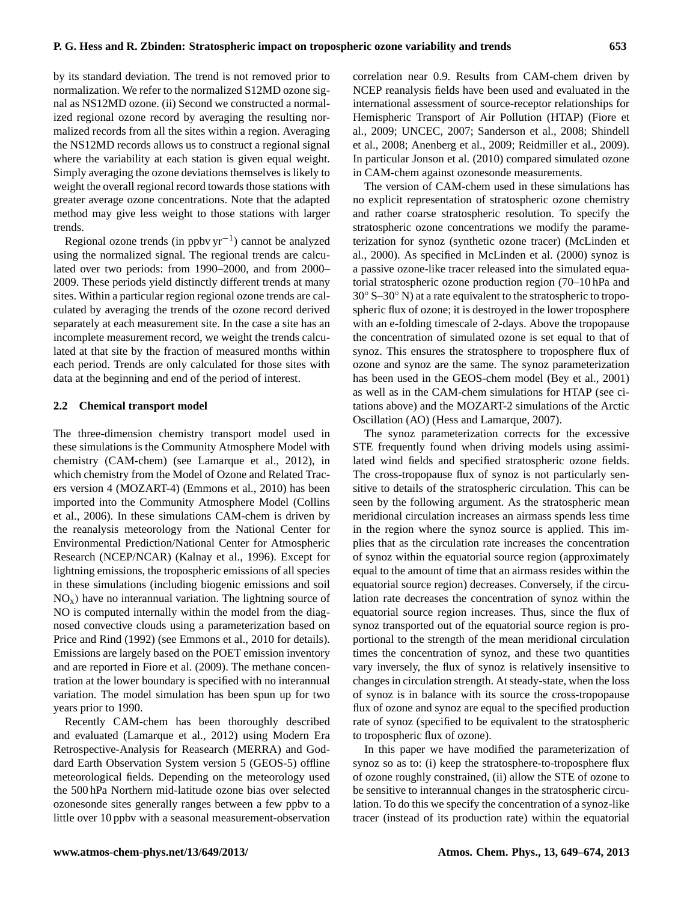by its standard deviation. The trend is not removed prior to normalization. We refer to the normalized S12MD ozone signal as NS12MD ozone. (ii) Second we constructed a normalized regional ozone record by averaging the resulting normalized records from all the sites within a region. Averaging the NS12MD records allows us to construct a regional signal where the variability at each station is given equal weight. Simply averaging the ozone deviations themselves is likely to weight the overall regional record towards those stations with greater average ozone concentrations. Note that the adapted method may give less weight to those stations with larger trends.

Regional ozone trends (in ppbv $yr^{-1}$) cannot be analyzed using the normalized signal. The regional trends are calculated over two periods: from 1990–2000, and from 2000–2009. These periods yield distinctly different trends at many sites. Within a particular region regional ozone trends are calculated by averaging the trends of the ozone record derived separately at each measurement site. In the case a site has an incomplete measurement record, we weight the trends calculated at that site by the fraction of measured months within each period. Trends are only calculated for those sites with data at the beginning and end of the period of interest.

### 2.2 Chemical transport model

The three-dimension chemistry transport model used in these simulations is the Community Atmosphere Model with chemistry (CAM-chem) (see Lamarque et al., 2012), in which chemistry from the Model of Ozone and Related Tracers version 4 (MOZART-4) (Emmons et al., 2010) has been imported into the Community Atmosphere Model (Collins et al., 2006). In these simulations CAM-chem is driven by the reanalysis meteorology from the National Center for Environmental Prediction/National Center for Atmospheric Research (NCEP/NCAR) (Kalnay et al., 1996). Except for lightning emissions, the tropospheric emissions of all species in these simulations (including biogenic emissions and soil $NO_x$) have no interannual variation. The lightning source of NO is computed internally within the model from the diagnosed convective clouds using a parameterization based on Price and Rind (1992) (see Emmons et al., 2010 for details). Emissions are largely based on the POET emission inventory and are reported in Fiore et al. (2009). The methane concentration at the lower boundary is specified with no interannual variation. The model simulation has been spun up for two years prior to 1990.

Recently CAM-chem has been thoroughly described and evaluated (Lamarque et al., 2012) using Modern Era Retrospective-Analysis for Reasearch (MERRA) and Goddard Earth Observation System version 5 (GEOS-5) offline meteorological fields. Depending on the meteorology used the 500 hPa Northern mid-latitude ozone bias over selected ozonesonde sites generally ranges between a few ppbv to a little over 10 ppbv with a seasonal measurement-observation correlation near 0.9. Results from CAM-chem driven by NCEP reanalysis fields have been used and evaluated in the international assessment of source-receptor relationships for Hemispheric Transport of Air Pollution (HTAP) (Fiore et al., 2009; UNCEC, 2007; Sanderson et al., 2008; Shindell et al., 2008; Anenberg et al., 2009; Reidmiller et al., 2009). In particular Jonson et al. (2010) compared simulated ozone in CAM-chem against ozonesonde measurements.

The version of CAM-chem used in these simulations has no explicit representation of stratospheric ozone chemistry and rather coarse stratospheric resolution. To specify the stratospheric ozone concentrations we modify the parameterization for synoz (synthetic ozone tracer) (McLinden et al., 2000). As specified in McLinden et al. (2000) synoz is a passive ozone-like tracer released into the simulated equatorial stratospheric ozone production region (70–10 hPa and 30° S–30° N) at a rate equivalent to the stratospheric to tropospheric flux of ozone; it is destroyed in the lower troposphere with an e-folding timescale of 2-days. Above the tropopause the concentration of simulated ozone is set equal to that of synoz. This ensures the stratosphere to troposphere flux of ozone and synoz are the same. The synoz parameterization has been used in the GEOS-chem model (Bey et al., 2001) as well as in the CAM-chem simulations for HTAP (see citations above) and the MOZART-2 simulations of the Arctic Oscillation (AO) (Hess and Lamarque, 2007).

The synoz parameterization corrects for the excessive STE frequently found when driving models using assimilated wind fields and specified stratospheric ozone fields. The cross-tropopause flux of synoz is not particularly sensitive to details of the stratospheric circulation. This can be seen by the following argument. As the stratospheric mean meridional circulation increases an airmass spends less time in the region where the synoz source is applied. This implies that as the circulation rate increases the concentration of synoz within the equatorial source region (approximately equal to the amount of time that an airmass resides within the equatorial source region) decreases. Conversely, if the circulation rate decreases the concentration of synoz within the equatorial source region increases. Thus, since the flux of synoz transported out of the equatorial source region is proportional to the strength of the mean meridional circulation times the concentration of synoz, and these two quantities vary inversely, the flux of synoz is relatively insensitive to changes in circulation strength. At steady-state, when the loss of synoz is in balance with its source the cross-tropopause flux of ozone and synoz are equal to the specified production rate of synoz (specified to be equivalent to the stratospheric to tropospheric flux of ozone).

In this paper we have modified the parameterization of synoz so as to: (i) keep the stratosphere-to-troposphere flux of ozone roughly constrained, (ii) allow the STE of ozone to be sensitive to interannual changes in the stratospheric circulation. To do this we specify the concentration of a synoz-like tracer (instead of its production rate) within the equatorial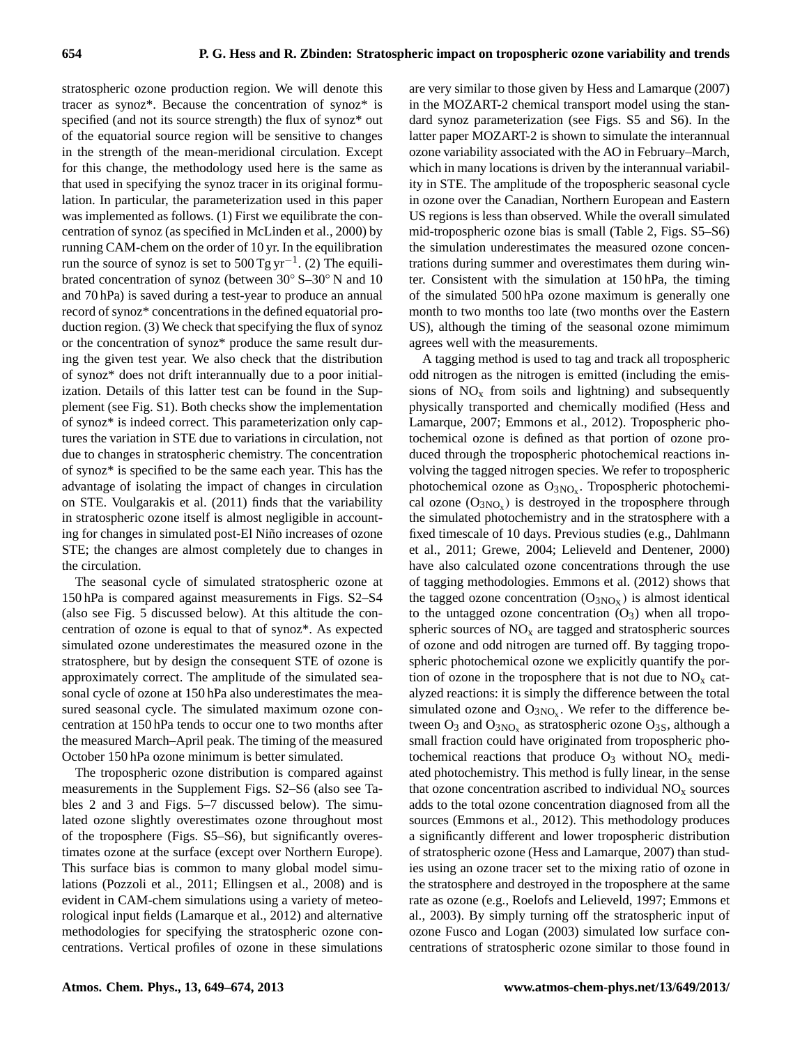stratospheric ozone production region. We will denote this tracer as synoz*. Because the concentration of synoz* is specified (and not its source strength) the flux of synoz* out of the equatorial source region will be sensitive to changes in the strength of the mean-meridional circulation. Except for this change, the methodology used here is the same as that used in specifying the synoz tracer in its original formulation. In particular, the parameterization used in this paper was implemented as follows. (1) First we equilibrate the concentration of synoz (as specified in McLinden et al., 2000) by running CAM-chem on the order of 10 yr. In the equilibration run the source of synoz is set to 500 Tg $yr^{-1}$. (2) The equilibrated concentration of synoz (between 30° S–30° N and 10 and 70 hPa) is saved during a test-year to produce an annual record of synoz* concentrations in the defined equatorial production region. (3) We check that specifying the flux of synoz or the concentration of synoz* produce the same result during the given test year. We also check that the distribution of synoz* does not drift interannually due to a poor initialization. Details of this latter test can be found in the Supplement (see Fig. S1). Both checks show the implementation of synoz* is indeed correct. This parameterization only captures the variation in STE due to variations in circulation, not due to changes in stratospheric chemistry. The concentration of synoz* is specified to be the same each year. This has the advantage of isolating the impact of changes in circulation on STE. Voulgarakis et al. (2011) finds that the variability in stratospheric ozone itself is almost negligible in accounting for changes in simulated post-El Niño increases of ozone STE; the changes are almost completely due to changes in the circulation.

The seasonal cycle of simulated stratospheric ozone at 150 hPa is compared against measurements in Figs. S2–S4 (also see Fig. 5 discussed below). At this altitude the concentration of ozone is equal to that of synoz*. As expected simulated ozone underestimates the measured ozone in the stratosphere, but by design the consequent STE of ozone is approximately correct. The amplitude of the simulated seasonal cycle of ozone at 150 hPa also underestimates the measured seasonal cycle. The simulated maximum ozone concentration at 150 hPa tends to occur one to two months after the measured March–April peak. The timing of the measured October 150 hPa ozone minimum is better simulated.

The tropospheric ozone distribution is compared against measurements in the Supplement Figs. S2–S6 (also see Tables 2 and 3 and Figs. 5–7 discussed below). The simulated ozone slightly overestimates ozone throughout most of the troposphere (Figs. S5–S6), but significantly overestimates ozone at the surface (except over Northern Europe). This surface bias is common to many global model simulations (Pozzoli et al., 2011; Ellingsen et al., 2008) and is evident in CAM-chem simulations using a variety of meteorological input fields (Lamarque et al., 2012) and alternative methodologies for specifying the stratospheric ozone concentrations. Vertical profiles of ozone in these simulations are very similar to those given by Hess and Lamarque (2007) in the MOZART-2 chemical transport model using the standard synoz parameterization (see Figs. S5 and S6). In the latter paper MOZART-2 is shown to simulate the interannual ozone variability associated with the AO in February–March, which in many locations is driven by the interannual variability in STE. The amplitude of the tropospheric seasonal cycle in ozone over the Canadian, Northern European and Eastern US regions is less than observed. While the overall simulated mid-tropospheric ozone bias is small (Table 2, Figs. S5–S6) the simulation underestimates the measured ozone concentrations during summer and overestimates them during winter. Consistent with the simulation at 150 hPa, the timing of the simulated 500 hPa ozone maximum is generally one month to two months too late (two months over the Eastern US), although the timing of the seasonal ozone mimimum agrees well with the measurements.

A tagging method is used to tag and track all tropospheric odd nitrogen as the nitrogen is emitted (including the emissions of $NO_x$ from soils and lightning) and subsequently physically transported and chemically modified (Hess and Lamarque, 2007; Emmons et al., 2012). Tropospheric photochemical ozone is defined as that portion of ozone produced through the tropospheric photochemical reactions involving the tagged nitrogen species. We refer to tropospheric photochemical ozone as $O_{3NO_x}$. Tropospheric photochemical ozone ($O_{3NO_x}$) is destroyed in the troposphere through the simulated photochemistry and in the stratosphere with a fixed timescale of 10 days. Previous studies (e.g., Dahlmann et al., 2011; Grewe, 2004; Lelieveld and Dentener, 2000) have also calculated ozone concentrations through the use of tagging methodologies. Emmons et al. (2012) shows that the tagged ozone concentration ($O_{3NO_X}$) is almost identical to the untagged ozone concentration ($O_3$) when all tropospheric sources of $NO_x$ are tagged and stratospheric sources of ozone and odd nitrogen are turned off. By tagging tropospheric photochemical ozone we explicitly quantify the portion of ozone in the troposphere that is not due to $NO_x$ catalyzed reactions: it is simply the difference between the total simulated ozone and $O_{3NO_x}$. We refer to the difference between $O_3$ and $O_{3NO_x}$ as stratospheric ozone $O_{3S}$, although a small fraction could have originated from tropospheric photochemical reactions that produce $O_3$ without $NO_x$ mediated photochemistry. This method is fully linear, in the sense that ozone concentration ascribed to individual $NO_x$ sources adds to the total ozone concentration diagnosed from all the sources (Emmons et al., 2012). This methodology produces a significantly different and lower tropospheric distribution of stratospheric ozone (Hess and Lamarque, 2007) than studies using an ozone tracer set to the mixing ratio of ozone in the stratosphere and destroyed in the troposphere at the same rate as ozone (e.g., Roelofs and Lelieveld, 1997; Emmons et al., 2003). By simply turning off the stratospheric input of ozone Fusco and Logan (2003) simulated low surface concentrations of stratospheric ozone similar to those found in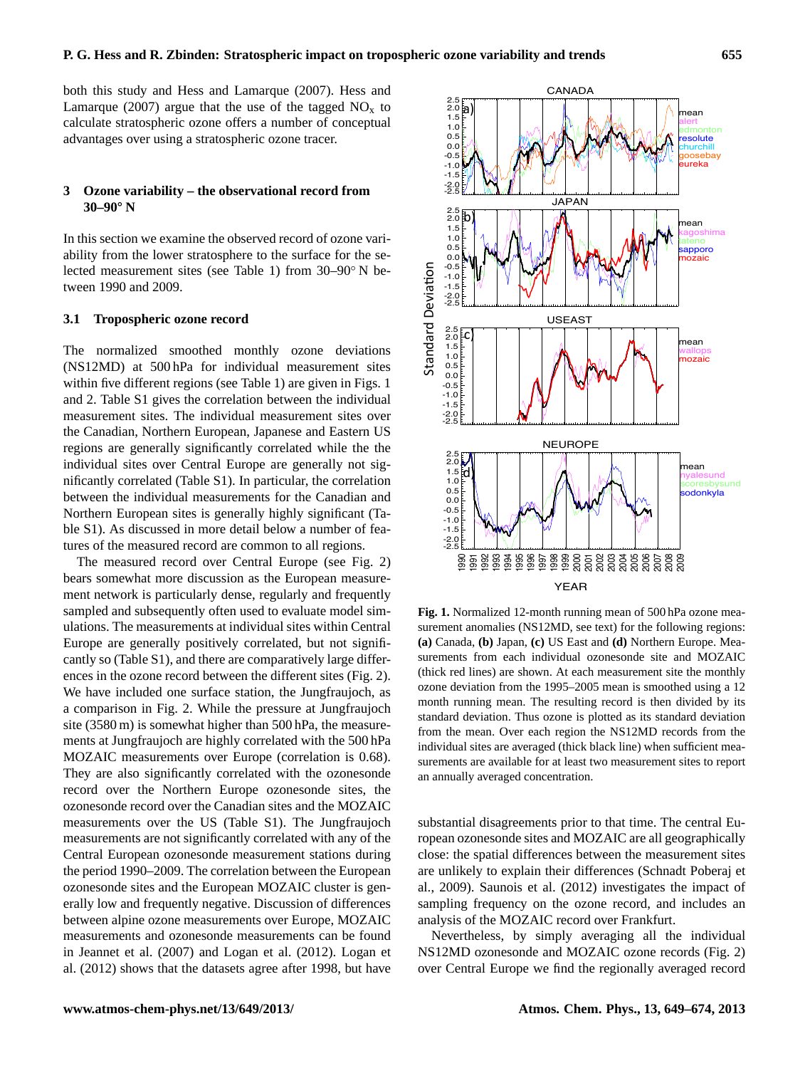both this study and Hess and Lamarque (2007). Hess and Lamarque (2007) argue that the use of the tagged $NO_x$ to calculate stratospheric ozone offers a number of conceptual advantages over using a stratospheric ozone tracer.

## 3 Ozone variability – the observational record from 30–90° N

In this section we examine the observed record of ozone variability from the lower stratosphere to the surface for the selected measurement sites (see Table 1) from 30–90° N between 1990 and 2009.

### 3.1 Tropospheric ozone record

The normalized smoothed monthly ozone deviations (NS12MD) at 500 hPa for individual measurement sites within five different regions (see Table 1) are given in Figs. 1 and 2. Table S1 gives the correlation between the individual measurement sites. The individual measurement sites over the Canadian, Northern European, Japanese and Eastern US regions are generally significantly correlated while the the individual sites over Central Europe are generally not significantly correlated (Table S1). In particular, the correlation between the individual measurements for the Canadian and Northern European sites is generally highly significant (Table S1). As discussed in more detail below a number of features of the measured record are common to all regions.

The measured record over Central Europe (see Fig. 2) bears somewhat more discussion as the European measurement network is particularly dense, regularly and frequently sampled and subsequently often used to evaluate model simulations. The measurements at individual sites within Central Europe are generally positively correlated, but not significantly so (Table S1), and there are comparatively large differences in the ozone record between the different sites (Fig. 2). We have included one surface station, the Jungfraujoch, as a comparison in Fig. 2. While the pressure at Jungfraujoch site (3580 m) is somewhat higher than 500 hPa, the measurements at Jungfraujoch are highly correlated with the 500 hPa MOZAIC measurements over Europe (correlation is 0.68). They are also significantly correlated with the ozonesonde record over the Northern Europe ozonesonde sites, the ozonesonde record over the Canadian sites and the MOZAIC measurements over the US (Table S1). The Jungfraujoch measurements are not significantly correlated with any of the Central European ozonesonde measurement stations during the period 1990–2009. The correlation between the European ozonesonde sites and the European MOZAIC cluster is generally low and frequently negative. Discussion of differences between alpine ozone measurements over Europe, MOZAIC measurements and ozonesonde measurements can be found in Jeannet et al. (2007) and Logan et al. (2012). Logan et al. (2012) shows that the datasets agree after 1998, but have substantial disagreements prior to that time. The central European ozonesonde sites and MOZAIC are all geographically close: the spatial differences between the measurement sites are unlikely to explain their differences (Schnadt Poberaj et al., 2009). Saunois et al. (2012) investigates the impact of sampling frequency on the ozone record, and includes an analysis of the MOZAIC record over Frankfurt.

Nevertheless, by simply averaging all the individual NS12MD ozonesonde and MOZAIC ozone records (Fig. 2) over Central Europe we find the regionally averaged record

**Fig. 1.** Normalized 12-month running mean of 500 hPa ozone measurement anomalies (NS12MD, see text) for the following regions: **(a)** Canada, **(b)** Japan, **(c)** US East and **(d)** Northern Europe. Measurements from each individual ozonesonde site and MOZAIC (thick red lines) are shown. At each measurement site the monthly ozone deviation from the 1995–2005 mean is smoothed using a 12 month running mean. The resulting record is then divided by its standard deviation. Thus ozone is plotted as its standard deviation from the mean. Over each region the NS12MD records from the individual sites are averaged (thick black line) when sufficient measurements are available for at least two measurement sites to report an annually averaged concentration.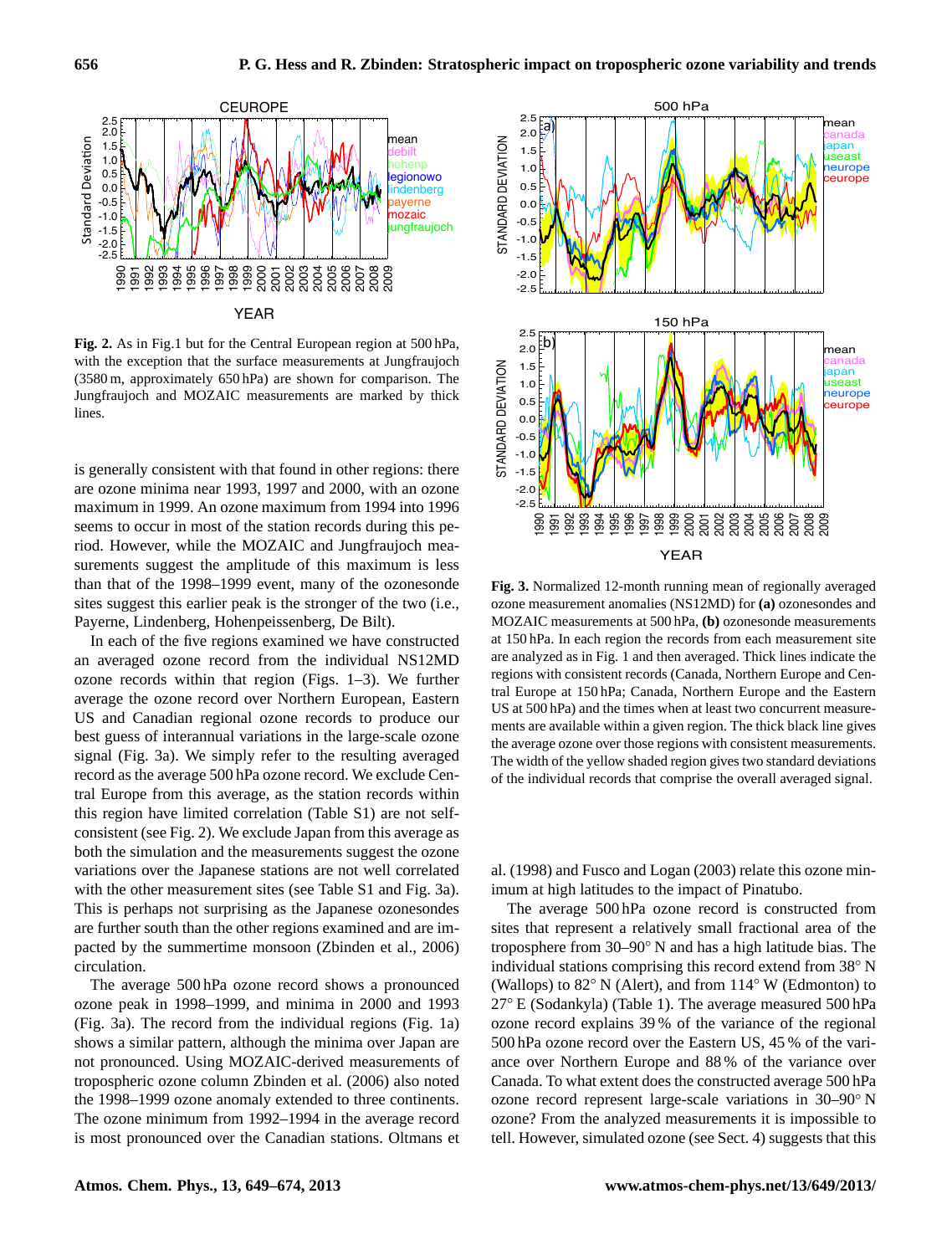**Fig. 2.** As in Fig.1 but for the Central European region at 500 hPa, with the exception that the surface measurements at Jungfraujoch (3580 m, approximately 650 hPa) are shown for comparison. The Jungfraujoch and MOZAIC measurements are marked by thick lines.

is generally consistent with that found in other regions: there are ozone minima near 1993, 1997 and 2000, with an ozone maximum in 1999. An ozone maximum from 1994 into 1996 seems to occur in most of the station records during this period. However, while the MOZAIC and Jungfraujoch measurements suggest the amplitude of this maximum is less than that of the 1998–1999 event, many of the ozonesonde sites suggest this earlier peak is the stronger of the two (i.e., Payerne, Lindenberg, Hohenpeissenberg, De Bilt).

In each of the five regions examined we have constructed an averaged ozone record from the individual NS12MD ozone records within that region (Figs. 1–3). We further average the ozone record over Northern European, Eastern US and Canadian regional ozone records to produce our best guess of interannual variations in the large-scale ozone signal (Fig. 3a). We simply refer to the resulting averaged record as the average 500 hPa ozone record. We exclude Central Europe from this average, as the station records within this region have limited correlation (Table S1) are not self-consistent (see Fig. 2). We exclude Japan from this average as both the simulation and the measurements suggest the ozone variations over the Japanese stations are not well correlated with the other measurement sites (see Table S1 and Fig. 3a). This is perhaps not surprising as the Japanese ozonesondes are further south than the other regions examined and are impacted by the summertime monsoon (Zbinden et al., 2006) circulation.

The average 500 hPa ozone record shows a pronounced ozone peak in 1998–1999, and minima in 2000 and 1993 (Fig. 3a). The record from the individual regions (Fig. 1a) shows a similar pattern, although the minima over Japan are not pronounced. Using MOZAIC-derived measurements of tropospheric ozone column Zbinden et al. (2006) also noted the 1998–1999 ozone anomaly extended to three continents. The ozone minimum from 1992–1994 in the average record is most pronounced over the Canadian stations. Oltmans et al. (1998) and Fusco and Logan (2003) relate this ozone minimum at high latitudes to the impact of Pinatubo.

**Fig. 3.** Normalized 12-month running mean of regionally averaged ozone measurement anomalies (NS12MD) for **(a)** ozonesondes and MOZAIC measurements at 500 hPa, **(b)** ozonesonde measurements at 150 hPa. In each region the records from each measurement site are analyzed as in Fig. 1 and then averaged. Thick lines indicate the regions with consistent records (Canada, Northern Europe and Central Europe at 150 hPa; Canada, Northern Europe and the Eastern US at 500 hPa) and the times when at least two concurrent measurements are available within a given region. The thick black line gives the average ozone over those regions with consistent measurements. The width of the yellow shaded region gives two standard deviations of the individual records that comprise the overall averaged signal.

The average 500 hPa ozone record is constructed from sites that represent a relatively small fractional area of the troposphere from 30–90° N and has a high latitude bias. The individual stations comprising this record extend from 38° N (Wallops) to 82° N (Alert), and from 114° W (Edmonton) to 27° E (Sodankyla) (Table 1). The average measured 500 hPa ozone record explains 39 % of the variance of the regional 500 hPa ozone record over the Eastern US, 45 % of the variance over Northern Europe and 88 % of the variance over Canada. To what extent does the constructed average 500 hPa ozone record represent large-scale variations in 30–90° N ozone? From the analyzed measurements it is impossible to tell. However, simulated ozone (see Sect. 4) suggests that this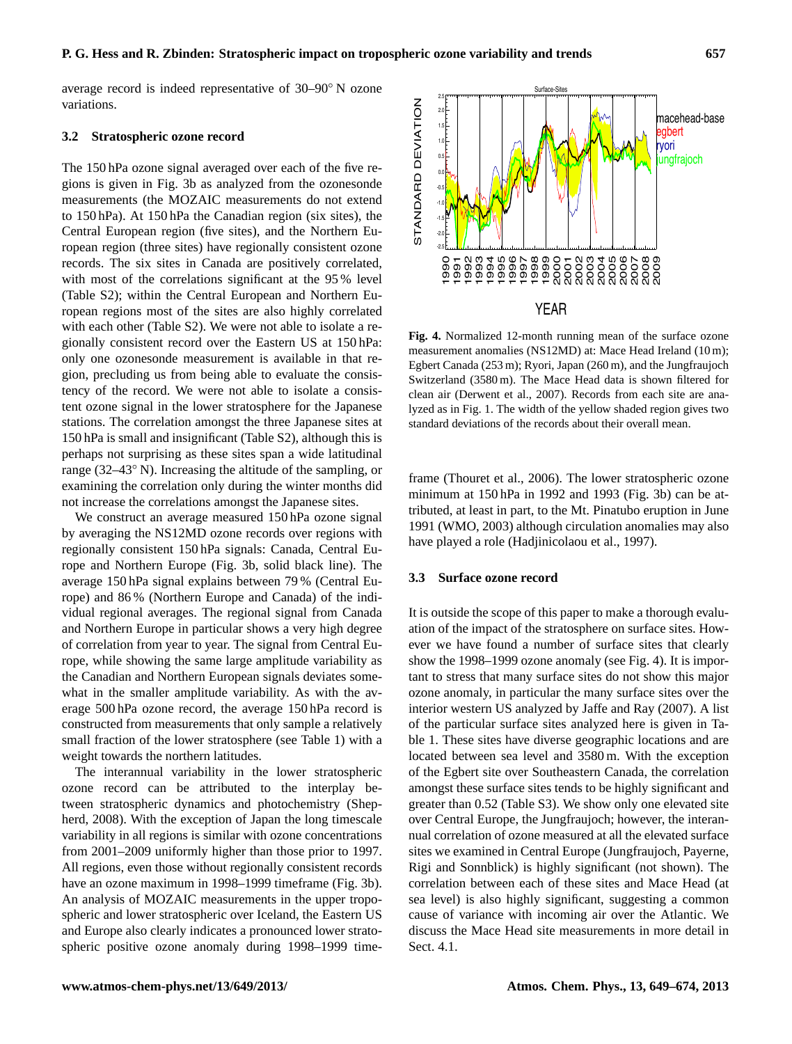average record is indeed representative of 30–90° N ozone variations.

### 3.2 Stratospheric ozone record

The 150 hPa ozone signal averaged over each of the five regions is given in Fig. 3b as analyzed from the ozonesonde measurements (the MOZAIC measurements do not extend to 150 hPa). At 150 hPa the Canadian region (six sites), the Central European region (five sites), and the Northern European region (three sites) have regionally consistent ozone records. The six sites in Canada are positively correlated, with most of the correlations significant at the 95 % level (Table S2); within the Central European and Northern European regions most of the sites are also highly correlated with each other (Table S2). We were not able to isolate a regionally consistent record over the Eastern US at 150 hPa: only one ozonesonde measurement is available in that region, precluding us from being able to evaluate the consistency of the record. We were not able to isolate a consistent ozone signal in the lower stratosphere for the Japanese stations. The correlation amongst the three Japanese sites at 150 hPa is small and insignificant (Table S2), although this is perhaps not surprising as these sites span a wide latitudinal range (32–43° N). Increasing the altitude of the sampling, or examining the correlation only during the winter months did not increase the correlations amongst the Japanese sites.

We construct an average measured 150 hPa ozone signal by averaging the NS12MD ozone records over regions with regionally consistent 150 hPa signals: Canada, Central Europe and Northern Europe (Fig. 3b, solid black line). The average 150 hPa signal explains between 79 % (Central Europe) and 86 % (Northern Europe and Canada) of the individual regional averages. The regional signal from Canada and Northern Europe in particular shows a very high degree of correlation from year to year. The signal from Central Europe, while showing the same large amplitude variability as the Canadian and Northern European signals deviates somewhat in the smaller amplitude variability. As with the average 500 hPa ozone record, the average 150 hPa record is constructed from measurements that only sample a relatively small fraction of the lower stratosphere (see Table 1) with a weight towards the northern latitudes.

The interannual variability in the lower stratospheric ozone record can be attributed to the interplay between stratospheric dynamics and photochemistry (Shepherd, 2008). With the exception of Japan the long timescale variability in all regions is similar with ozone concentrations from 2001–2009 uniformly higher than those prior to 1997. All regions, even those without regionally consistent records have an ozone maximum in 1998–1999 timeframe (Fig. 3b). An analysis of MOZAIC measurements in the upper tropospheric and lower stratospheric over Iceland, the Eastern US and Europe also clearly indicates a pronounced lower stratospheric positive ozone anomaly during 1998–1999 timeframe (Thouret et al., 2006). The lower stratospheric ozone minimum at 150 hPa in 1992 and 1993 (Fig. 3b) can be attributed, at least in part, to the Mt. Pinatubo eruption in June 1991 (WMO, 2003) although circulation anomalies may also have played a role (Hadjinicolaou et al., 1997).

**Fig. 4.** Normalized 12-month running mean of the surface ozone measurement anomalies (NS12MD) at: Mace Head Ireland (10 m); Egbert Canada (253 m); Ryori, Japan (260 m), and the Jungfraujoch Switzerland (3580 m). The Mace Head data is shown filtered for clean air (Derwent et al., 2007). Records from each site are analyzed as in Fig. 1. The width of the yellow shaded region gives two standard deviations of the records about their overall mean.

### 3.3 Surface ozone record

It is outside the scope of this paper to make a thorough evaluation of the impact of the stratosphere on surface sites. However we have found a number of surface sites that clearly show the 1998–1999 ozone anomaly (see Fig. 4). It is important to stress that many surface sites do not show this major ozone anomaly, in particular the many surface sites over the interior western US analyzed by Jaffe and Ray (2007). A list of the particular surface sites analyzed here is given in Table 1. These sites have diverse geographic locations and are located between sea level and 3580 m. With the exception of the Egbert site over Southeastern Canada, the correlation amongst these surface sites tends to be highly significant and greater than 0.52 (Table S3). We show only one elevated site over Central Europe, the Jungfraujoch; however, the interannual correlation of ozone measured at all the elevated surface sites we examined in Central Europe (Jungfraujoch, Payerne, Rigi and Sonnblick) is highly significant (not shown). The correlation between each of these sites and Mace Head (at sea level) is also highly significant, suggesting a common cause of variance with incoming air over the Atlantic. We discuss the Mace Head site measurements in more detail in Sect. 4.1.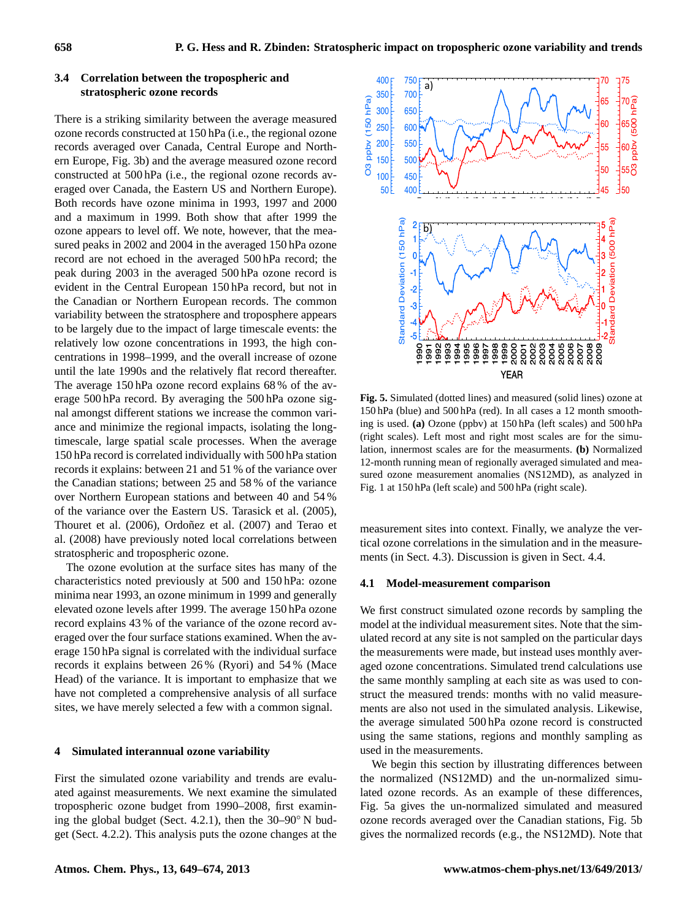### 3.4 Correlation between the tropospheric and stratospheric ozone records

There is a striking similarity between the average measured ozone records constructed at 150 hPa (i.e., the regional ozone records averaged over Canada, Central Europe and Northern Europe, Fig. 3b) and the average measured ozone record constructed at 500 hPa (i.e., the regional ozone records averaged over Canada, the Eastern US and Northern Europe). Both records have ozone minima in 1993, 1997 and 2000 and a maximum in 1999. Both show that after 1999 the ozone appears to level off. We note, however, that the measured peaks in 2002 and 2004 in the averaged 150 hPa ozone record are not echoed in the averaged 500 hPa record; the peak during 2003 in the averaged 500 hPa ozone record is evident in the Central European 150 hPa record, but not in the Canadian or Northern European records. The common variability between the stratosphere and troposphere appears to be largely due to the impact of large timescale events: the relatively low ozone concentrations in 1993, the high concentrations in 1998–1999, and the overall increase of ozone until the late 1990s and the relatively flat record thereafter. The average 150 hPa ozone record explains 68 % of the average 500 hPa record. By averaging the 500 hPa ozone signal amongst different stations we increase the common variance and minimize the regional impacts, isolating the long-timescale, large spatial scale processes. When the average 150 hPa record is correlated individually with 500 hPa station records it explains: between 21 and 51 % of the variance over the Canadian stations; between 25 and 58 % of the variance over Northern European stations and between 40 and 54 % of the variance over the Eastern US. Tarasick et al. (2005), Thouret et al. (2006), Ordoñez et al. (2007) and Terao et al. (2008) have previously noted local correlations between stratospheric and tropospheric ozone.

The ozone evolution at the surface sites has many of the characteristics noted previously at 500 and 150 hPa: ozone minima near 1993, an ozone minimum in 1999 and generally elevated ozone levels after 1999. The average 150 hPa ozone record explains 43 % of the variance of the ozone record averaged over the four surface stations examined. When the average 150 hPa signal is correlated with the individual surface records it explains between 26 % (Ryori) and 54 % (Mace Head) of the variance. It is important to emphasize that we have not completed a comprehensive analysis of all surface sites, we have merely selected a few with a common signal.

## 4 Simulated interannual ozone variability

First the simulated ozone variability and trends are evaluated against measurements. We next examine the simulated tropospheric ozone budget from 1990–2008, first examining the global budget (Sect. 4.2.1), then the 30–90° N budget (Sect. 4.2.2). This analysis puts the ozone changes at the measurement sites into context. Finally, we analyze the vertical ozone correlations in the simulation and in the measurements (in Sect. 4.3). Discussion is given in Sect. 4.4.

**Fig. 5.** Simulated (dotted lines) and measured (solid lines) ozone at 150 hPa (blue) and 500 hPa (red). In all cases a 12 month smoothing is used. **(a)** Ozone (ppbv) at 150 hPa (left scales) and 500 hPa (right scales). Left most and right most scales are for the simulation, innermost scales are for the measurments. **(b)** Normalized 12-month running mean of regionally averaged simulated and measured ozone measurement anomalies (NS12MD), as analyzed in Fig. 1 at 150 hPa (left scale) and 500 hPa (right scale).

### 4.1 Model-measurement comparison

We first construct simulated ozone records by sampling the model at the individual measurement sites. Note that the simulated record at any site is not sampled on the particular days the measurements were made, but instead uses monthly averaged ozone concentrations. Simulated trend calculations use the same monthly sampling at each site as was used to construct the measured trends: months with no valid measurements are also not used in the simulated analysis. Likewise, the average simulated 500 hPa ozone record is constructed using the same stations, regions and monthly sampling as used in the measurements.

We begin this section by illustrating differences between the normalized (NS12MD) and the un-normalized simulated ozone records. As an example of these differences, Fig. 5a gives the un-normalized simulated and measured ozone records averaged over the Canadian stations, Fig. 5b gives the normalized records (e.g., the NS12MD). Note that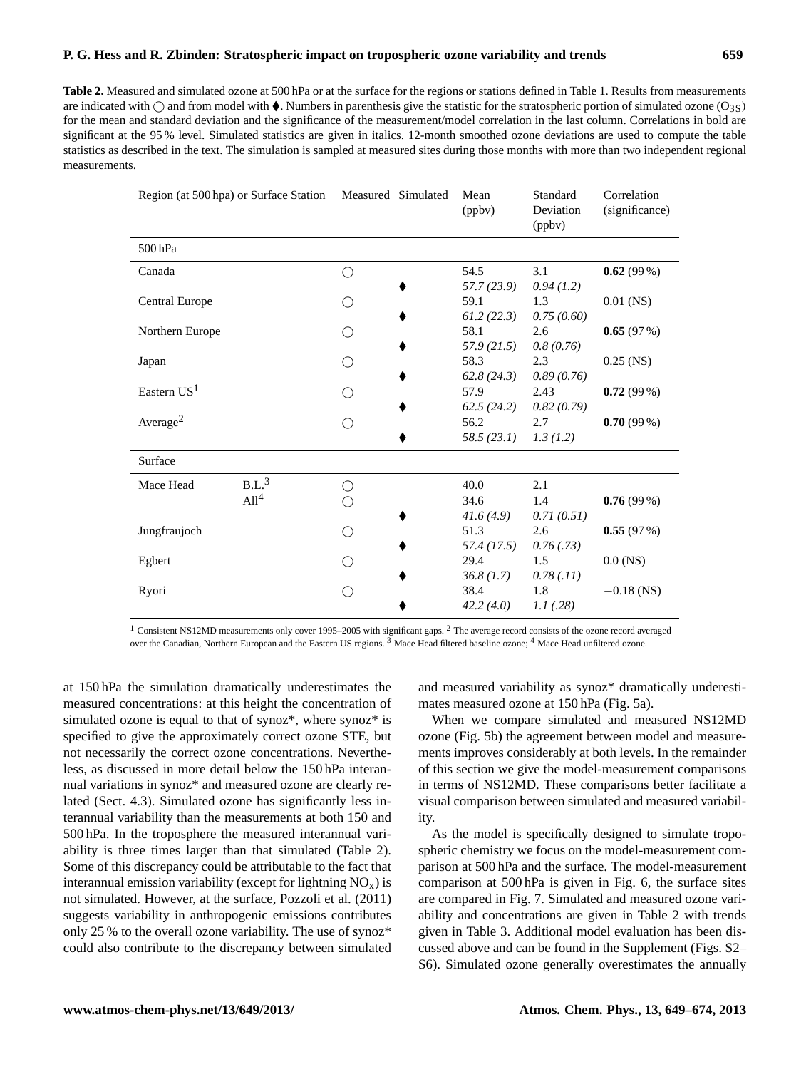**Table 2.** Measured and simulated ozone at 500 hPa or at the surface for the regions or stations defined in Table 1. Results from measurements are indicated with ◯ and from model with ⧫. Numbers in parenthesis give the statistic for the stratospheric portion of simulated ozone ($O_{3S}$) for the mean and standard deviation and the significance of the measurement/model correlation in the last column. Correlations in bold are significant at the 95 % level. Simulated statistics are given in italics. 12-month smoothed ozone deviations are used to compute the table statistics as described in the text. The simulation is sampled at measured sites during those months with more than two independent regional measurements.

| Region (at 500 hpa) or Surface Station | | Measured | Simulated | Mean (ppbv) | Standard Deviation (ppbv) | Correlation (significance) |
|---|---|---|---|---|---|---|
| 500 hPa | | | | | | |
| Canada | | ◯ | | 54.5 | 3.1 | **0.62** (99 %) |
| | | | ⧫ | *57.7 (23.9)* | *0.94 (1.2)* | |
| Central Europe | | ◯ | | 59.1 | 1.3 | 0.01 (NS) |
| | | | ⧫ | *61.2 (22.3)* | *0.75 (0.60)* | |
| Northern Europe | | ◯ | | 58.1 | 2.6 | **0.65** (97 %) |
| | | | ⧫ | *57.9 (21.5)* | *0.8 (0.76)* | |
| Japan | | ◯ | | 58.3 | 2.3 | 0.25 (NS) |
| | | | ⧫ | *62.8 (24.3)* | *0.89 (0.76)* | |
| Eastern US[1] | | ◯ | | 57.9 | 2.43 | **0.72** (99 %) |
| | | | ⧫ | *62.5 (24.2)* | *0.82 (0.79)* | |
| Average[2] | | ◯ | | 56.2 | 2.7 | **0.70** (99 %) |
| | | | ⧫ | *58.5 (23.1)* | *1.3 (1.2)* | |
| Surface | | | | | | |
| Mace Head | B.L.[3] | ◯ | | 40.0 | 2.1 | |
| | All[4] | ◯ | | 34.6 | 1.4 | **0.76** (99 %) |
| | | | ⧫ | *41.6 (4.9)* | *0.71 (0.51)* | |
| Jungfraujoch | | ◯ | | 51.3 | 2.6 | **0.55** (97 %) |
| | | | ⧫ | *57.4 (17.5)* | *0.76 (.73)* | |
| Egbert | | ◯ | | 29.4 | 1.5 | 0.0 (NS) |
| | | | ⧫ | *36.8 (1.7)* | *0.78 (.11)* | |
| Ryori | | ◯ | | 38.4 | 1.8 | −0.18 (NS) |
| | | | ⧫ | *42.2 (4.0)* | *1.1 (.28)* | |

[1] Consistent NS12MD measurements only cover 1995–2005 with significant gaps. [2] The average record consists of the ozone record averaged over the Canadian, Northern European and the Eastern US regions. [3] Mace Head filtered baseline ozone; [4] Mace Head unfiltered ozone.

at 150 hPa the simulation dramatically underestimates the measured concentrations: at this height the concentration of simulated ozone is equal to that of synoz*, where synoz* is specified to give the approximately correct ozone STE, but not necessarily the correct ozone concentrations. Nevertheless, as discussed in more detail below the 150 hPa interannual variations in synoz* and measured ozone are clearly related (Sect. 4.3). Simulated ozone has significantly less interannual variability than the measurements at both 150 and 500 hPa. In the troposphere the measured interannual variability is three times larger than that simulated (Table 2). Some of this discrepancy could be attributable to the fact that interannual emission variability (except for lightning $NO_x$) is not simulated. However, at the surface, Pozzoli et al. (2011) suggests variability in anthropogenic emissions contributes only 25 % to the overall ozone variability. The use of synoz* could also contribute to the discrepancy between simulated and measured variability as synoz* dramatically underestimates measured ozone at 150 hPa (Fig. 5a).

When we compare simulated and measured NS12MD ozone (Fig. 5b) the agreement between model and measurements improves considerably at both levels. In the remainder of this section we give the model-measurement comparisons in terms of NS12MD. These comparisons better facilitate a visual comparison between simulated and measured variability.

As the model is specifically designed to simulate tropospheric chemistry we focus on the model-measurement comparison at 500 hPa and the surface. The model-measurement comparison at 500 hPa is given in Fig. 6, the surface sites are compared in Fig. 7. Simulated and measured ozone variability and concentrations are given in Table 2 with trends given in Table 3. Additional model evaluation has been discussed above and can be found in the Supplement (Figs. S2–S6). Simulated ozone generally overestimates the annually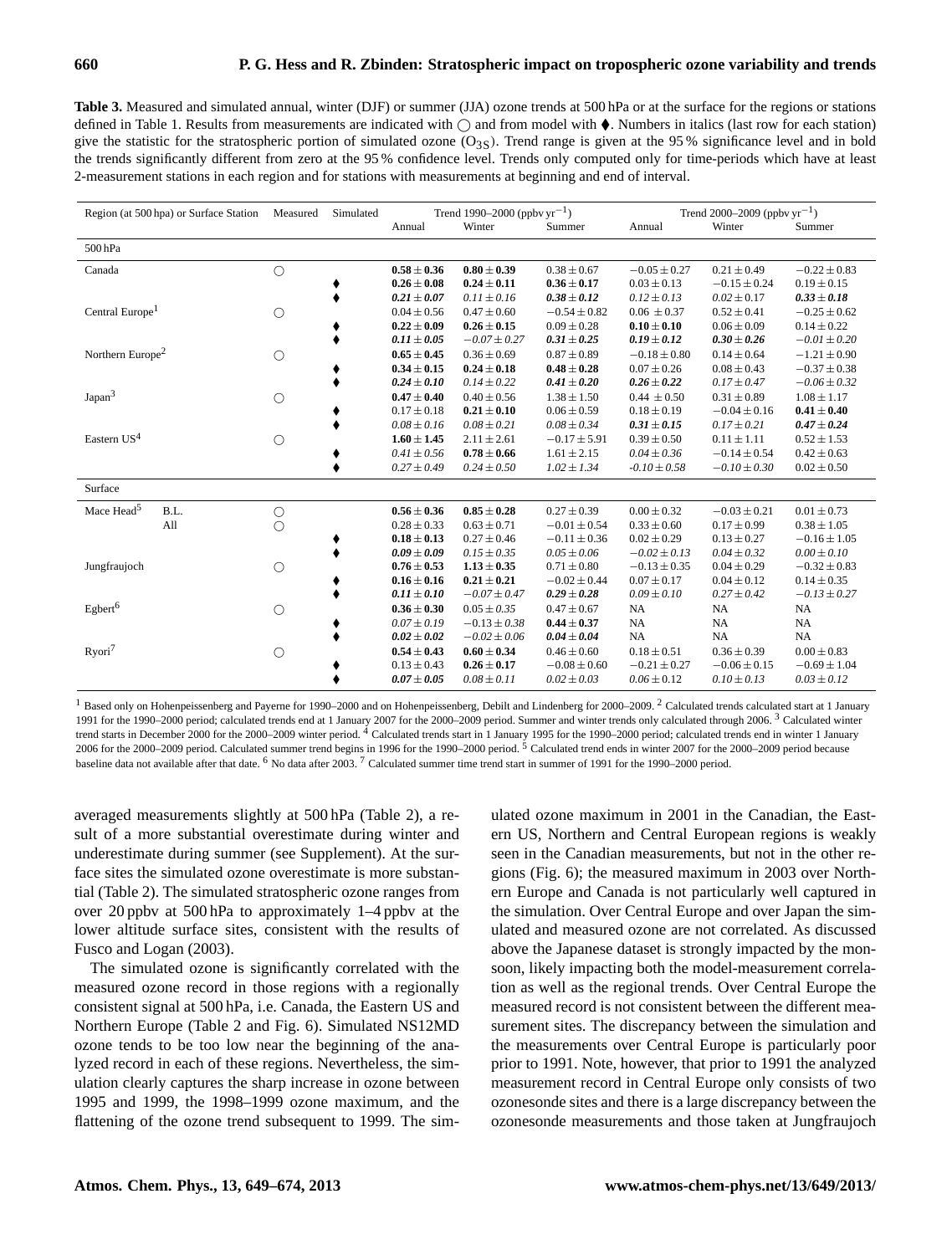**Table 3.** Measured and simulated annual, winter (DJF) or summer (JJA) ozone trends at 500 hPa or at the surface for the regions or stations defined in Table 1. Results from measurements are indicated with ◯ and from model with ⧫. Numbers in italics (last row for each station) give the statistic for the stratospheric portion of simulated ozone ($O_{3S}$). Trend range is given at the 95 % significance level and in bold the trends significantly different from zero at the 95 % confidence level. Trends only computed only for time-periods which have at least 2-measurement stations in each region and for stations with measurements at beginning and end of interval.

| Region (at 500 hpa) or Surface Station | | Measured | Simulated | Trend 1990–2000 (ppbv $yr^{-1}$) | | | Trend 2000–2009 (ppbv $yr^{-1}$) | | |
|---|---|---|---|---|---|---|---|---|---|
| | | | | Annual | Winter | Summer | Annual | Winter | Summer |
| 500 hPa | | | | | | | | | |
| Canada | | ◯ | | **0.58 ± 0.36** | **0.80 ± 0.39** | 0.38 ± 0.67 | −0.05 ± 0.27 | 0.21 ± 0.49 | −0.22 ± 0.83 |
| | | | ⧫ | **0.26 ± 0.08** | **0.24 ± 0.11** | **0.36 ± 0.17** | 0.03 ± 0.13 | −0.15 ± 0.24 | 0.19 ± 0.15 |
| | | | ⧫ | ***0.21 ± 0.07*** | *0.11 ± 0.16* | ***0.38 ± 0.12*** | *0.12 ± 0.13* | *0.02 ± 0.17* | ***0.33 ± 0.18*** |
| Central Europe[1] | | ◯ | | 0.04 ± 0.56 | 0.47 ± 0.60 | −0.54 ± 0.82 | 0.06 ± 0.37 | 0.52 ± 0.41 | −0.25 ± 0.62 |
| | | | ⧫ | **0.22 ± 0.09** | **0.26 ± 0.15** | 0.09 ± 0.28 | **0.10 ± 0.10** | 0.06 ± 0.09 | 0.14 ± 0.22 |
| | | | ⧫ | ***0.11 ± 0.05*** | *−0.07 ± 0.27* | ***0.31 ± 0.25*** | ***0.19 ± 0.12*** | ***0.30 ± 0.26*** | *−0.01 ± 0.20* |
| Northern Europe[2] | | ◯ | | **0.65 ± 0.45** | 0.36 ± 0.69 | 0.87 ± 0.89 | −0.18 ± 0.80 | 0.14 ± 0.64 | −1.21 ± 0.90 |
| | | | ⧫ | **0.34 ± 0.15** | **0.24 ± 0.18** | **0.48 ± 0.28** | 0.07 ± 0.26 | 0.08 ± 0.43 | −0.37 ± 0.38 |
| | | | ⧫ | ***0.24 ± 0.10*** | *0.14 ± 0.22* | ***0.41 ± 0.20*** | ***0.26 ± 0.22*** | *0.17 ± 0.47* | *−0.06 ± 0.32* |
| Japan[3] | | ◯ | | **0.47 ± 0.40** | 0.40 ± 0.56 | 1.38 ± 1.50 | 0.44 ± 0.50 | 0.31 ± 0.89 | 1.08 ± 1.17 |
| | | | ⧫ | 0.17 ± 0.18 | **0.21 ± 0.10** | 0.06 ± 0.59 | 0.18 ± 0.19 | −0.04 ± 0.16 | **0.41 ± 0.40** |
| | | | ⧫ | *0.08 ± 0.16* | *0.08 ± 0.21* | *0.08 ± 0.34* | ***0.31 ± 0.15*** | *0.17 ± 0.21* | ***0.47 ± 0.24*** |
| Eastern US[4] | | ◯ | | **1.60 ± 1.45** | 2.11 ± 2.61 | −0.17 ± 5.91 | 0.39 ± 0.50 | 0.11 ± 1.11 | 0.52 ± 1.53 |
| | | | ⧫ | *0.41 ± 0.56* | **0.78 ± 0.66** | 1.61 ± 2.15 | *0.04 ± 0.36* | −0.14 ± 0.54 | 0.42 ± 0.63 |
| | | | ⧫ | *0.27 ± 0.49* | *0.24 ± 0.50* | *1.02 ± 1.34* | *-0.10 ± 0.58* | *−0.10 ± 0.30* | 0.02 ± 0.50 |
| Surface | | | | | | | | | |
| Mace Head[5] | B.L. | ◯ | | **0.56 ± 0.36** | **0.85 ± 0.28** | 0.27 ± 0.39 | 0.00 ± 0.32 | −0.03 ± 0.21 | 0.01 ± 0.73 |
| | All | ◯ | | 0.28 ± 0.33 | 0.63 ± 0.71 | −0.01 ± 0.54 | 0.33 ± 0.60 | 0.17 ± 0.99 | 0.38 ± 1.05 |
| | | | ⧫ | **0.18 ± 0.13** | 0.27 ± 0.46 | −0.11 ± 0.36 | 0.02 ± 0.29 | 0.13 ± 0.27 | −0.16 ± 1.05 |
| | | | ⧫ | ***0.09 ± 0.09*** | *0.15 ± 0.35* | *0.05 ± 0.06* | *−0.02 ± 0.13* | *0.04 ± 0.32* | *0.00 ± 0.10* |
| Jungfraujoch | | ◯ | | **0.76 ± 0.53** | **1.13 ± 0.35** | 0.71 ± 0.80 | −0.13 ± 0.35 | 0.04 ± 0.29 | −0.32 ± 0.83 |
| | | | ⧫ | **0.16 ± 0.16** | **0.21 ± 0.21** | −0.02 ± 0.44 | 0.07 ± 0.17 | 0.04 ± 0.12 | 0.14 ± 0.35 |
| | | | ⧫ | ***0.11 ± 0.10*** | *−0.07 ± 0.47* | ***0.29 ± 0.28*** | *0.09 ± 0.10* | *0.27 ± 0.42* | *−0.13 ± 0.27* |
| Egbert[6] | | ◯ | | **0.36 ± 0.30** | 0.05 ± 0.35 | 0.47 ± 0.67 | NA | NA | NA |
| | | | ⧫ | *0.07 ± 0.19* | *−0.13 ± 0.38* | **0.44 ± 0.37** | NA | NA | NA |
| | | | ⧫ | ***0.02 ± 0.02*** | *−0.02 ± 0.06* | ***0.04 ± 0.04*** | NA | NA | NA |
| Ryori[7] | | ◯ | | **0.54 ± 0.43** | **0.60 ± 0.34** | 0.46 ± 0.60 | 0.18 ± 0.51 | 0.36 ± 0.39 | 0.00 ± 0.83 |
| | | | ⧫ | 0.13 ± 0.43 | **0.26 ± 0.17** | −0.08 ± 0.60 | −0.21 ± 0.27 | −0.06 ± 0.15 | −0.69 ± 1.04 |
| | | | ⧫ | ***0.07 ± 0.05*** | *0.08 ± 0.11* | *0.02 ± 0.03* | *0.06 ± 0.12* | *0.10 ± 0.13* | *0.03 ± 0.12* |

[1] Based only on Hohenpeissenberg and Payerne for 1990–2000 and on Hohenpeissenberg, Debilt and Lindenberg for 2000–2009. [2] Calculated trends calculated start at 1 January 1991 for the 1990–2000 period; calculated trends end at 1 January 2007 for the 2000–2009 period. Summer and winter trends only calculated through 2006. [3] Calculated winter trend starts in December 2000 for the 2000–2009 winter period. [4] Calculated trends start in 1 January 1995 for the 1990–2000 period; calculated trends end in winter 1 January 2006 for the 2000–2009 period. Calculated summer trend begins in 1996 for the 1990–2000 period. [5] Calculated trend ends in winter 2007 for the 2000–2009 period because baseline data not available after that date. [6] No data after 2003. [7] Calculated summer time trend start in summer of 1991 for the 1990–2000 period.

averaged measurements slightly at 500 hPa (Table 2), a result of a more substantial overestimate during winter and underestimate during summer (see Supplement). At the surface sites the simulated ozone overestimate is more substantial (Table 2). The simulated stratospheric ozone ranges from over 20 ppbv at 500 hPa to approximately 1–4 ppbv at the lower altitude surface sites, consistent with the results of Fusco and Logan (2003).

The simulated ozone is significantly correlated with the measured ozone record in those regions with a regionally consistent signal at 500 hPa, i.e. Canada, the Eastern US and Northern Europe (Table 2 and Fig. 6). Simulated NS12MD ozone tends to be too low near the beginning of the analyzed record in each of these regions. Nevertheless, the simulation clearly captures the sharp increase in ozone between 1995 and 1999, the 1998–1999 ozone maximum, and the flattening of the ozone trend subsequent to 1999. The simulated ozone maximum in 2001 in the Canadian, the Eastern US, Northern and Central European regions is weakly seen in the Canadian measurements, but not in the other regions (Fig. 6); the measured maximum in 2003 over Northern Europe and Canada is not particularly well captured in the simulation. Over Central Europe and over Japan the simulated and measured ozone are not correlated. As discussed above the Japanese dataset is strongly impacted by the monsoon, likely impacting both the model-measurement correlation as well as the regional trends. Over Central Europe the measured record is not consistent between the different measurement sites. The discrepancy between the simulation and the measurements over Central Europe is particularly poor prior to 1991. Note, however, that prior to 1991 the analyzed measurement record in Central Europe only consists of two ozonesonde sites and there is a large discrepancy between the ozonesonde measurements and those taken at Jungfraujoch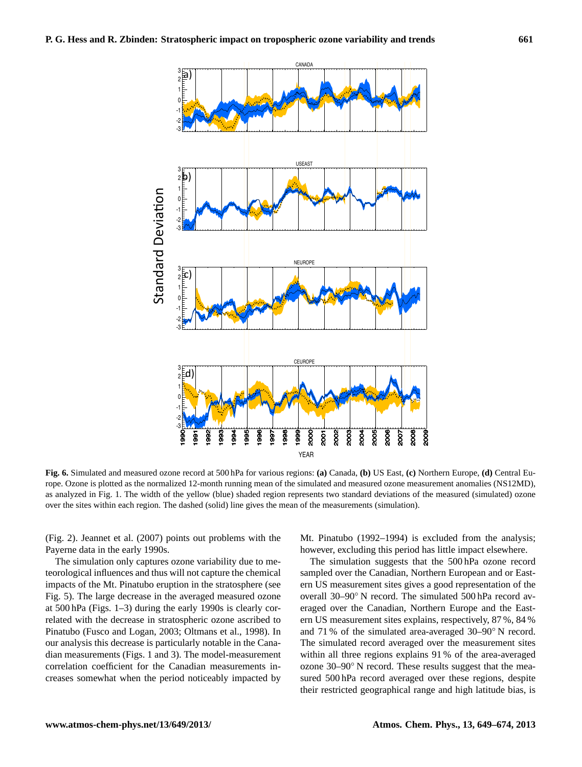**Fig. 6.** Simulated and measured ozone record at 500 hPa for various regions: **(a)** Canada, **(b)** US East, **(c)** Northern Europe, **(d)** Central Europe. Ozone is plotted as the normalized 12-month running mean of the simulated and measured ozone measurement anomalies (NS12MD), as analyzed in Fig. 1. The width of the yellow (blue) shaded region represents two standard deviations of the measured (simulated) ozone over the sites within each region. The dashed (solid) line gives the mean of the measurements (simulation).

(Fig. 2). Jeannet et al. (2007) points out problems with the Payerne data in the early 1990s.

The simulation only captures ozone variability due to meteorological influences and thus will not capture the chemical impacts of the Mt. Pinatubo eruption in the stratosphere (see Fig. 5). The large decrease in the averaged measured ozone at 500 hPa (Figs. 1–3) during the early 1990s is clearly correlated with the decrease in stratospheric ozone ascribed to Pinatubo (Fusco and Logan, 2003; Oltmans et al., 1998). In our analysis this decrease is particularly notable in the Canadian measurements (Figs. 1 and 3). The model-measurement correlation coefficient for the Canadian measurements increases somewhat when the period noticeably impacted by Mt. Pinatubo (1992–1994) is excluded from the analysis; however, excluding this period has little impact elsewhere.

The simulation suggests that the 500 hPa ozone record sampled over the Canadian, Northern European and or Eastern US measurement sites gives a good representation of the overall 30–90° N record. The simulated 500 hPa record averaged over the Canadian, Northern Europe and the Eastern US measurement sites explains, respectively, 87 %, 84 % and 71 % of the simulated area-averaged 30–90° N record. The simulated record averaged over the measurement sites within all three regions explains 91 % of the area-averaged ozone 30–90° N record. These results suggest that the measured 500 hPa record averaged over these regions, despite their restricted geographical range and high latitude bias, is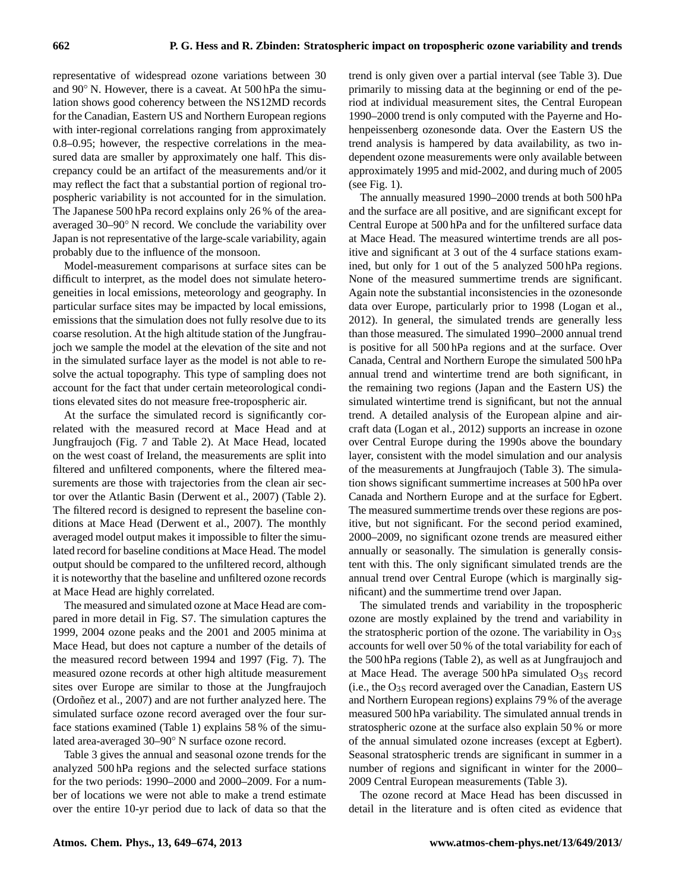representative of widespread ozone variations between 30 and 90° N. However, there is a caveat. At 500 hPa the simulation shows good coherency between the NS12MD records for the Canadian, Eastern US and Northern European regions with inter-regional correlations ranging from approximately 0.8–0.95; however, the respective correlations in the measured data are smaller by approximately one half. This discrepancy could be an artifact of the measurements and/or it may reflect the fact that a substantial portion of regional tropospheric variability is not accounted for in the simulation. The Japanese 500 hPa record explains only 26 % of the area-averaged 30–90° N record. We conclude the variability over Japan is not representative of the large-scale variability, again probably due to the influence of the monsoon.

Model-measurement comparisons at surface sites can be difficult to interpret, as the model does not simulate heterogeneities in local emissions, meteorology and geography. In particular surface sites may be impacted by local emissions, emissions that the simulation does not fully resolve due to its coarse resolution. At the high altitude station of the Jungfraujoch we sample the model at the elevation of the site and not in the simulated surface layer as the model is not able to resolve the actual topography. This type of sampling does not account for the fact that under certain meteorological conditions elevated sites do not measure free-tropospheric air.

At the surface the simulated record is significantly correlated with the measured record at Mace Head and at Jungfraujoch (Fig. 7 and Table 2). At Mace Head, located on the west coast of Ireland, the measurements are split into filtered and unfiltered components, where the filtered measurements are those with trajectories from the clean air sector over the Atlantic Basin (Derwent et al., 2007) (Table 2). The filtered record is designed to represent the baseline conditions at Mace Head (Derwent et al., 2007). The monthly averaged model output makes it impossible to filter the simulated record for baseline conditions at Mace Head. The model output should be compared to the unfiltered record, although it is noteworthy that the baseline and unfiltered ozone records at Mace Head are highly correlated.

The measured and simulated ozone at Mace Head are compared in more detail in Fig. S7. The simulation captures the 1999, 2004 ozone peaks and the 2001 and 2005 minima at Mace Head, but does not capture a number of the details of the measured record between 1994 and 1997 (Fig. 7). The measured ozone records at other high altitude measurement sites over Europe are similar to those at the Jungfraujoch (Ordoñez et al., 2007) and are not further analyzed here. The simulated surface ozone record averaged over the four surface stations examined (Table 1) explains 58 % of the simulated area-averaged 30–90° N surface ozone record.

Table 3 gives the annual and seasonal ozone trends for the analyzed 500 hPa regions and the selected surface stations for the two periods: 1990–2000 and 2000–2009. For a number of locations we were not able to make a trend estimate over the entire 10-yr period due to lack of data so that the trend is only given over a partial interval (see Table 3). Due primarily to missing data at the beginning or end of the period at individual measurement sites, the Central European 1990–2000 trend is only computed with the Payerne and Hohenpeissenberg ozonesonde data. Over the Eastern US the trend analysis is hampered by data availability, as two independent ozone measurements were only available between approximately 1995 and mid-2002, and during much of 2005 (see Fig. 1).

The annually measured 1990–2000 trends at both 500 hPa and the surface are all positive, and are significant except for Central Europe at 500 hPa and for the unfiltered surface data at Mace Head. The measured wintertime trends are all positive and significant at 3 out of the 4 surface stations examined, but only for 1 out of the 5 analyzed 500 hPa regions. None of the measured summertime trends are significant. Again note the substantial inconsistencies in the ozonesonde data over Europe, particularly prior to 1998 (Logan et al., 2012). In general, the simulated trends are generally less than those measured. The simulated 1990–2000 annual trend is positive for all 500 hPa regions and at the surface. Over Canada, Central and Northern Europe the simulated 500 hPa annual trend and wintertime trend are both significant, in the remaining two regions (Japan and the Eastern US) the simulated wintertime trend is significant, but not the annual trend. A detailed analysis of the European alpine and aircraft data (Logan et al., 2012) supports an increase in ozone over Central Europe during the 1990s above the boundary layer, consistent with the model simulation and our analysis of the measurements at Jungfraujoch (Table 3). The simulation shows significant summertime increases at 500 hPa over Canada and Northern Europe and at the surface for Egbert. The measured summertime trends over these regions are positive, but not significant. For the second period examined, 2000–2009, no significant ozone trends are measured either annually or seasonally. The simulation is generally consistent with this. The only significant simulated trends are the annual trend over Central Europe (which is marginally significant) and the summertime trend over Japan.

The simulated trends and variability in the tropospheric ozone are mostly explained by the trend and variability in the stratospheric portion of the ozone. The variability in $O_{3S}$ accounts for well over 50 % of the total variability for each of the 500 hPa regions (Table 2), as well as at Jungfraujoch and at Mace Head. The average 500 hPa simulated $O_{3S}$ record (i.e., the $O_{3S}$ record averaged over the Canadian, Eastern US and Northern European regions) explains 79 % of the average measured 500 hPa variability. The simulated annual trends in stratospheric ozone at the surface also explain 50 % or more of the annual simulated ozone increases (except at Egbert). Seasonal stratospheric trends are significant in summer in a number of regions and significant in winter for the 2000–2009 Central European measurements (Table 3).

The ozone record at Mace Head has been discussed in detail in the literature and is often cited as evidence that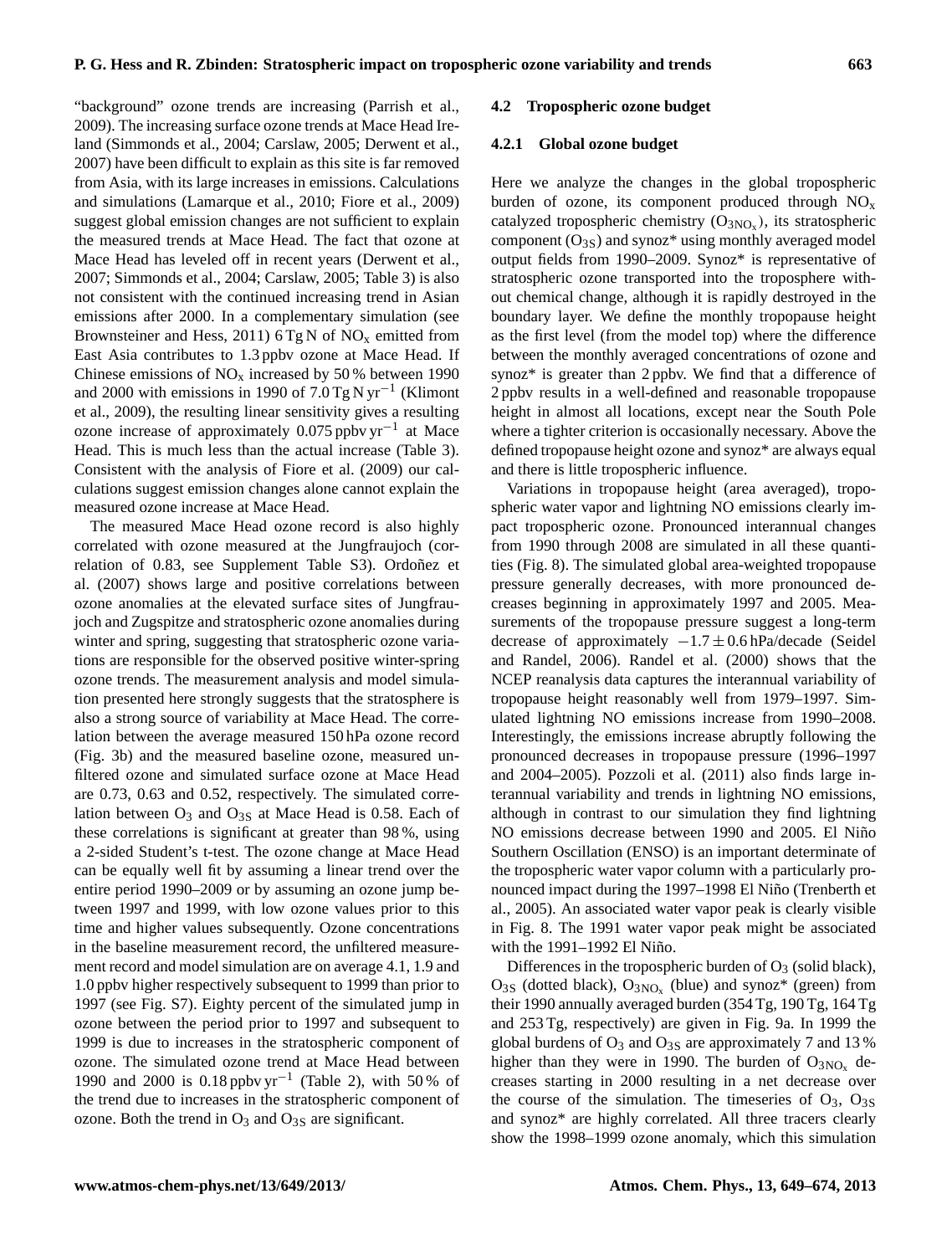"background" ozone trends are increasing (Parrish et al., 2009). The increasing surface ozone trends at Mace Head Ireland (Simmonds et al., 2004; Carslaw, 2005; Derwent et al., 2007) have been difficult to explain as this site is far removed from Asia, with its large increases in emissions. Calculations and simulations (Lamarque et al., 2010; Fiore et al., 2009) suggest global emission changes are not sufficient to explain the measured trends at Mace Head. The fact that ozone at Mace Head has leveled off in recent years (Derwent et al., 2007; Simmonds et al., 2004; Carslaw, 2005; Table 3) is also not consistent with the continued increasing trend in Asian emissions after 2000. In a complementary simulation (see Brownsteiner and Hess, 2011) 6 Tg N of $NO_x$ emitted from East Asia contributes to 1.3 ppbv ozone at Mace Head. If Chinese emissions of $NO_x$ increased by 50 % between 1990 and 2000 with emissions in 1990 of 7.0 Tg N $yr^{-1}$ (Klimont et al., 2009), the resulting linear sensitivity gives a resulting ozone increase of approximately 0.075 ppbv $yr^{-1}$ at Mace Head. This is much less than the actual increase (Table 3). Consistent with the analysis of Fiore et al. (2009) our calculations suggest emission changes alone cannot explain the measured ozone increase at Mace Head.

The measured Mace Head ozone record is also highly correlated with ozone measured at the Jungfraujoch (correlation of 0.83, see Supplement Table S3). Ordóñez et al. (2007) shows large and positive correlations between ozone anomalies at the elevated surface sites of Jungfraujoch and Zugspitze and stratospheric ozone anomalies during winter and spring, suggesting that stratospheric ozone variations are responsible for the observed positive winter-spring ozone trends. The measurement analysis and model simulation presented here strongly suggests that the stratosphere is also a strong source of variability at Mace Head. The correlation between the average measured 150 hPa ozone record (Fig. 3b) and the measured baseline ozone, measured unfiltered ozone and simulated surface ozone at Mace Head are 0.73, 0.63 and 0.52, respectively. The simulated correlation between $O_3$ and $O_{3S}$ at Mace Head is 0.58. Each of these correlations is significant at greater than 98 %, using a 2-sided Student's t-test. The ozone change at Mace Head can be equally well fit by assuming a linear trend over the entire period 1990–2009 or by assuming an ozone jump between 1997 and 1999, with low ozone values prior to this time and higher values subsequently. Ozone concentrations in the baseline measurement record, the unfiltered measurement record and model simulation are on average 4.1, 1.9 and 1.0 ppbv higher respectively subsequent to 1999 than prior to 1997 (see Fig. S7). Eighty percent of the simulated jump in ozone between the period prior to 1997 and subsequent to 1999 is due to increases in the stratospheric component of ozone. The simulated ozone trend at Mace Head between 1990 and 2000 is 0.18 ppbv $yr^{-1}$ (Table 2), with 50 % of the trend due to increases in the stratospheric component of ozone. Both the trend in $O_3$ and $O_{3S}$ are significant.

### 4.2 Tropospheric ozone budget

#### 4.2.1 Global ozone budget

Here we analyze the changes in the global tropospheric burden of ozone, its component produced through $NO_x$ catalyzed tropospheric chemistry ($O_{3NO_x}$), its stratospheric component ($O_{3S}$) and synoz* using monthly averaged model output fields from 1990–2009. Synoz* is representative of stratospheric ozone transported into the troposphere without chemical change, although it is rapidly destroyed in the boundary layer. We define the monthly tropopause height as the first level (from the model top) where the difference between the monthly averaged concentrations of ozone and synoz* is greater than 2 ppbv. We find that a difference of 2 ppbv results in a well-defined and reasonable tropopause height in almost all locations, except near the South Pole where a tighter criterion is occasionally necessary. Above the defined tropopause height ozone and synoz* are always equal and there is little tropospheric influence.

Variations in tropopause height (area averaged), tropospheric water vapor and lightning NO emissions clearly impact tropospheric ozone. Pronounced interannual changes from 1990 through 2008 are simulated in all these quantities (Fig. 8). The simulated global area-weighted tropopause pressure generally decreases, with more pronounced decreases beginning in approximately 1997 and 2005. Measurements of the tropopause pressure suggest a long-term decrease of approximately $-1.7 \pm 0.6$ hPa/decade (Seidel and Randel, 2006). Randel et al. (2000) shows that the NCEP reanalysis data captures the interannual variability of tropopause height reasonably well from 1979–1997. Simulated lightning NO emissions increase from 1990–2008. Interestingly, the emissions increase abruptly following the pronounced decreases in tropopause pressure (1996–1997 and 2004–2005). Pozzoli et al. (2011) also finds large interannual variability and trends in lightning NO emissions, although in contrast to our simulation they find lightning NO emissions decrease between 1990 and 2005. El Niño Southern Oscillation (ENSO) is an important determinate of the tropospheric water vapor column with a particularly pronounced impact during the 1997–1998 El Niño (Trenberth et al., 2005). An associated water vapor peak is clearly visible in Fig. 8. The 1991 water vapor peak might be associated with the 1991–1992 El Niño.

Differences in the tropospheric burden of $O_3$ (solid black), $O_{3S}$ (dotted black), $O_{3NO_x}$ (blue) and synoz* (green) from their 1990 annually averaged burden (354 Tg, 190 Tg, 164 Tg and 253 Tg, respectively) are given in Fig. 9a. In 1999 the global burdens of $O_3$ and $O_{3S}$ are approximately 7 and 13 % higher than they were in 1990. The burden of $O_{3NO_x}$ decreases starting in 2000 resulting in a net decrease over the course of the simulation. The timeseries of $O_3$, $O_{3S}$ and synoz* are highly correlated. All three tracers clearly show the 1998–1999 ozone anomaly, which this simulation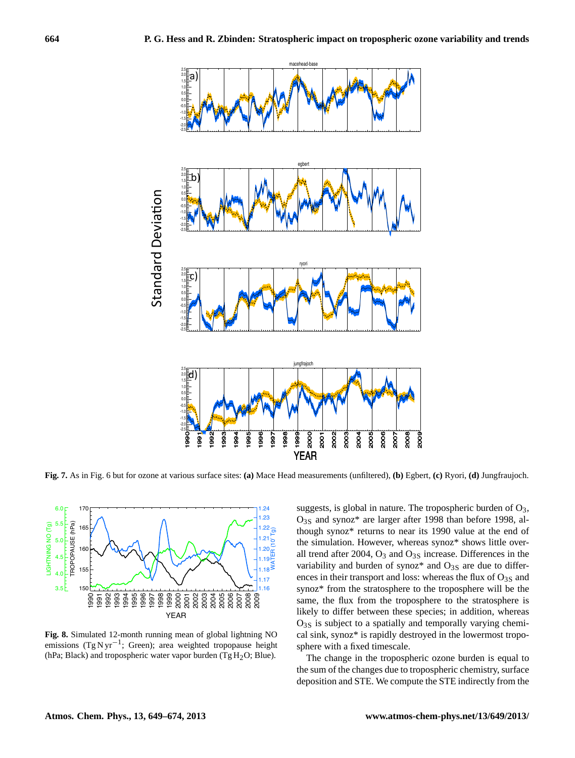**Fig. 7.** As in Fig. 6 but for ozone at various surface sites: **(a)** Mace Head measurements (unfiltered), **(b)** Egbert, **(c)** Ryori, **(d)** Jungfraujoch.

**Fig. 8.** Simulated 12-month running mean of global lightning NO emissions ($\mathrm{Tg\,N\,yr^{-1}}$; Green); area weighted tropopause height (hPa; Black) and tropospheric water vapor burden ($\mathrm{Tg\,H_2O}$; Blue).

suggests, is global in nature. The tropospheric burden of $O_3$, $O_{3S}$ and synoz* are larger after 1998 than before 1998, although synoz* returns to near its 1990 value at the end of the simulation. However, whereas synoz* shows little overall trend after 2004, $O_3$ and $O_{3S}$ increase. Differences in the variability and burden of synoz* and $O_{3S}$ are due to differences in their transport and loss: whereas the flux of $O_{3S}$ and synoz* from the stratosphere to the troposphere will be the same, the flux from the troposphere to the stratosphere is likely to differ between these species; in addition, whereas $O_{3S}$ is subject to a spatially and temporally varying chemical sink, synoz* is rapidly destroyed in the lowermost troposphere with a fixed timescale.

The change in the tropospheric ozone burden is equal to the sum of the changes due to tropospheric chemistry, surface deposition and STE. We compute the STE indirectly from the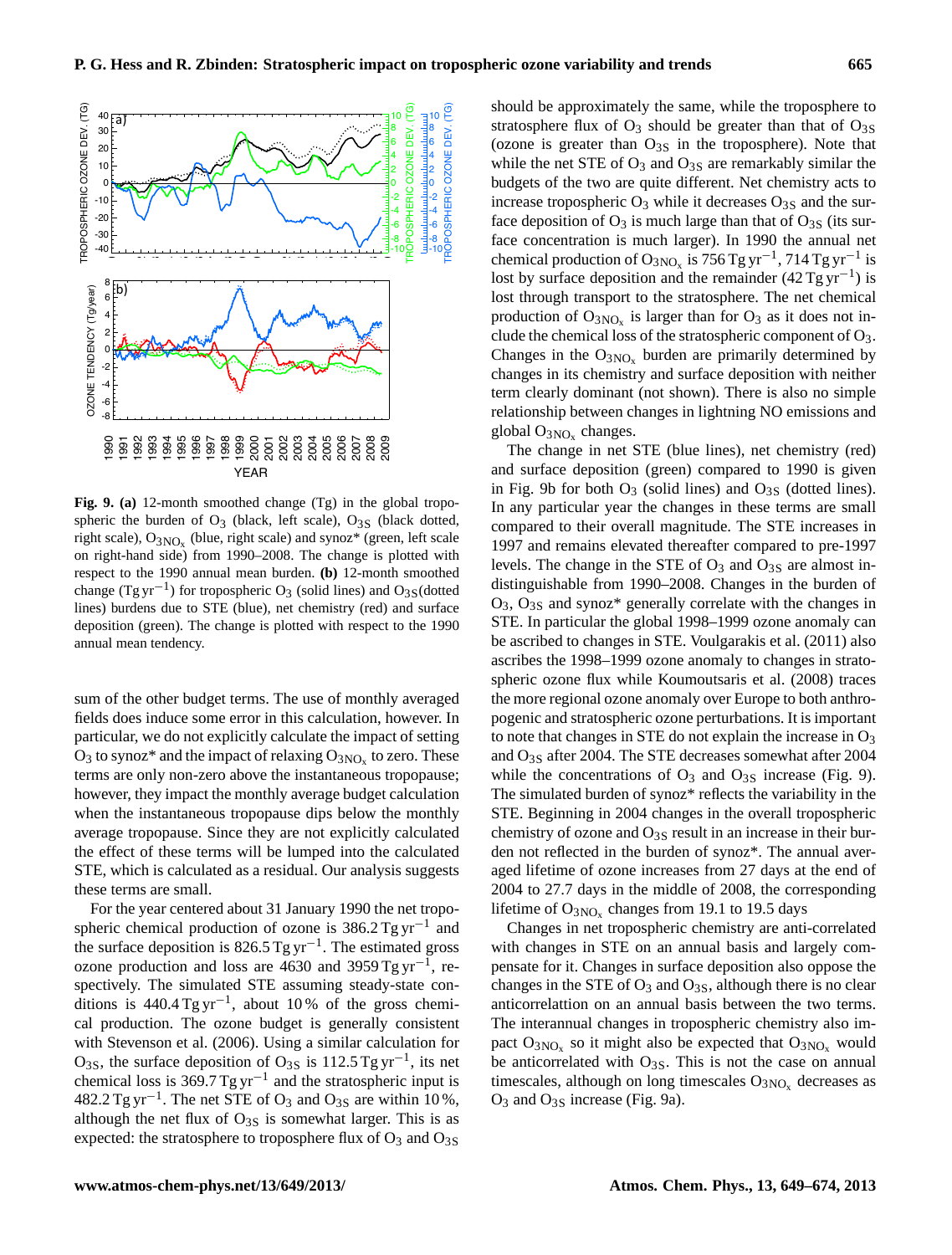**Fig. 9. (a)** 12-month smoothed change (Tg) in the global tropospheric the burden of $O_3$ (black, left scale), $O_{3S}$ (black dotted, right scale), $O_{3NO_x}$ (blue, right scale) and synoz* (green, left scale on right-hand side) from 1990–2008. The change is plotted with respect to the 1990 annual mean burden. **(b)** 12-month smoothed change ($Tg\,yr^{-1}$) for tropospheric $O_3$ (solid lines) and $O_{3S}$(dotted lines) burdens due to STE (blue), net chemistry (red) and surface deposition (green). The change is plotted with respect to the 1990 annual mean tendency.

sum of the other budget terms. The use of monthly averaged fields does induce some error in this calculation, however. In particular, we do not explicitly calculate the impact of setting $O_3$ to synoz* and the impact of relaxing $O_{3NO_x}$ to zero. These terms are only non-zero above the instantaneous tropopause; however, they impact the monthly average budget calculation when the instantaneous tropopause dips below the monthly average tropopause. Since they are not explicitly calculated the effect of these terms will be lumped into the calculated STE, which is calculated as a residual. Our analysis suggests these terms are small.

For the year centered about 31 January 1990 the net tropospheric chemical production of ozone is $386.2\,Tg\,yr^{-1}$ and the surface deposition is $826.5\,Tg\,yr^{-1}$. The estimated gross ozone production and loss are 4630 and $3959\,Tg\,yr^{-1}$, respectively. The simulated STE assuming steady-state conditions is $440.4\,Tg\,yr^{-1}$, about 10 % of the gross chemical production. The ozone budget is generally consistent with Stevenson et al. (2006). Using a similar calculation for $O_{3S}$, the surface deposition of $O_{3S}$ is $112.5\,Tg\,yr^{-1}$, its net chemical loss is $369.7\,Tg\,yr^{-1}$ and the stratospheric input is $482.2\,Tg\,yr^{-1}$. The net STE of $O_3$ and $O_{3S}$ are within 10 %, although the net flux of $O_{3S}$ is somewhat larger. This is as expected: the stratosphere to troposphere flux of $O_3$ and $O_{3S}$ should be approximately the same, while the troposphere to stratosphere flux of $O_3$ should be greater than that of $O_{3S}$ (ozone is greater than $O_{3S}$ in the troposphere). Note that while the net STE of $O_3$ and $O_{3S}$ are remarkably similar the budgets of the two are quite different. Net chemistry acts to increase tropospheric $O_3$ while it decreases $O_{3S}$ and the surface deposition of $O_3$ is much large than that of $O_{3S}$ (its surface concentration is much larger). In 1990 the annual net chemical production of $O_{3NO_x}$ is $756\,Tg\,yr^{-1}$, $714\,Tg\,yr^{-1}$ is lost by surface deposition and the remainder ($42\,Tg\,yr^{-1}$) is lost through transport to the stratosphere. The net chemical production of $O_{3NO_x}$ is larger than for $O_3$ as it does not include the chemical loss of the stratospheric component of $O_3$. Changes in the $O_{3NO_x}$ burden are primarily determined by changes in its chemistry and surface deposition with neither term clearly dominant (not shown). There is also no simple relationship between changes in lightning NO emissions and global $O_{3NO_x}$ changes.

The change in net STE (blue lines), net chemistry (red) and surface deposition (green) compared to 1990 is given in Fig. 9b for both $O_3$ (solid lines) and $O_{3S}$ (dotted lines). In any particular year the changes in these terms are small compared to their overall magnitude. The STE increases in 1997 and remains elevated thereafter compared to pre-1997 levels. The change in the STE of $O_3$ and $O_{3S}$ are almost indistinguishable from 1990–2008. Changes in the burden of $O_3$, $O_{3S}$ and synoz* generally correlate with the changes in STE. In particular the global 1998–1999 ozone anomaly can be ascribed to changes in STE. Voulgarakis et al. (2011) also ascribes the 1998–1999 ozone anomaly to changes in stratospheric ozone flux while Koumoutsaris et al. (2008) traces the more regional ozone anomaly over Europe to both anthropogenic and stratospheric ozone perturbations. It is important to note that changes in STE do not explain the increase in $O_3$ and $O_{3S}$ after 2004. The STE decreases somewhat after 2004 while the concentrations of $O_3$ and $O_{3S}$ increase (Fig. 9). The simulated burden of synoz* reflects the variability in the STE. Beginning in 2004 changes in the overall tropospheric chemistry of ozone and $O_{3S}$ result in an increase in their burden not reflected in the burden of synoz*. The annual averaged lifetime of ozone increases from 27 days at the end of 2004 to 27.7 days in the middle of 2008, the corresponding lifetime of $O_{3NO_x}$ changes from 19.1 to 19.5 days

Changes in net tropospheric chemistry are anti-correlated with changes in STE on an annual basis and largely compensate for it. Changes in surface deposition also oppose the changes in the STE of $O_3$ and $O_{3S}$, although there is no clear anticorrelattion on an annual basis between the two terms. The interannual changes in tropospheric chemistry also impact $O_{3NO_x}$ so it might also be expected that $O_{3NO_x}$ would be anticorrelated with $O_{3S}$. This is not the case on annual timescales, although on long timescales $O_{3NO_x}$ decreases as $O_3$ and $O_{3S}$ increase (Fig. 9a).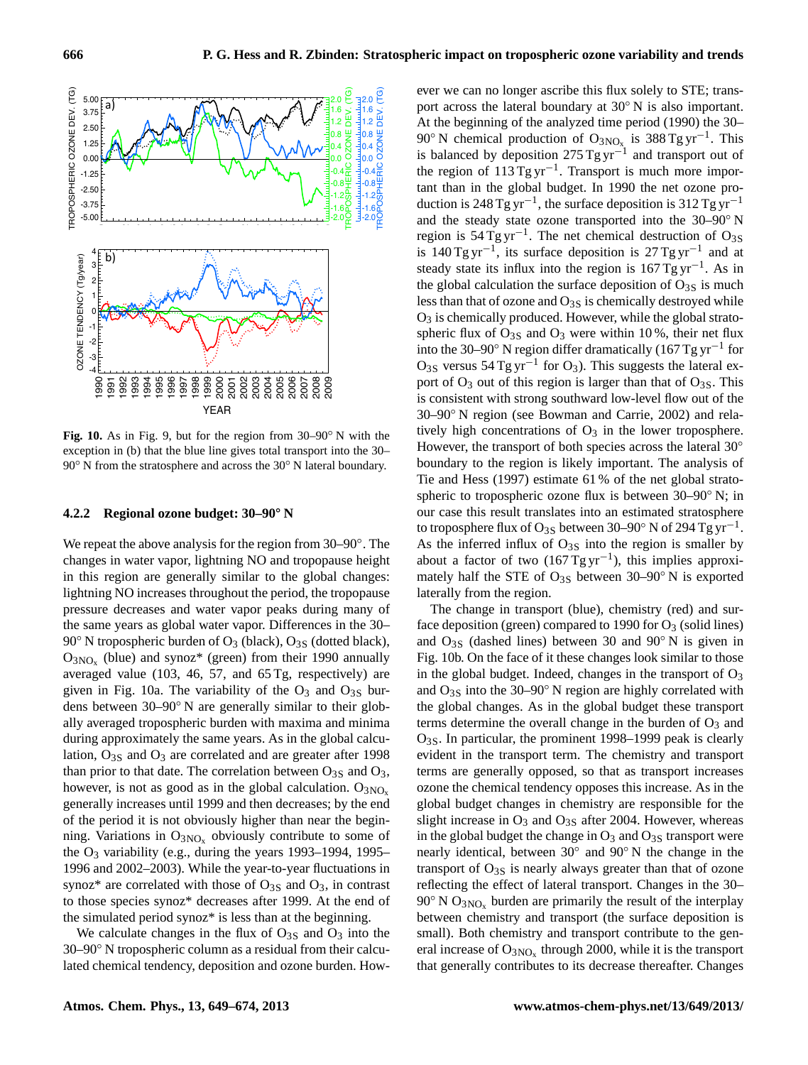**Fig. 10.** As in Fig. 9, but for the region from 30–90° N with the exception in (b) that the blue line gives total transport into the 30–90° N from the stratosphere and across the 30° N lateral boundary.

### 4.2.2 Regional ozone budget: 30–90° N

We repeat the above analysis for the region from 30–90°. The changes in water vapor, lightning NO and tropopause height in this region are generally similar to the global changes: lightning NO increases throughout the period, the tropopause pressure decreases and water vapor peaks during many of the same years as global water vapor. Differences in the 30–90° N tropospheric burden of $O_3$ (black), $O_{3S}$ (dotted black), $O_{3NO_x}$ (blue) and synoz* (green) from their 1990 annually averaged value (103, 46, 57, and 65 Tg, respectively) are given in Fig. 10a. The variability of the $O_3$ and $O_{3S}$ burdens between 30–90° N are generally similar to their globally averaged tropospheric burden with maxima and minima during approximately the same years. As in the global calculation, $O_{3S}$ and $O_3$ are correlated and are greater after 1998 than prior to that date. The correlation between $O_{3S}$ and $O_3$, however, is not as good as in the global calculation. $O_{3NO_x}$ generally increases until 1999 and then decreases; by the end of the period it is not obviously higher than near the beginning. Variations in $O_{3NO_x}$ obviously contribute to some of the $O_3$ variability (e.g., during the years 1993–1994, 1995–1996 and 2002–2003). While the year-to-year fluctuations in synoz* are correlated with those of $O_{3S}$ and $O_3$, in contrast to those species synoz* decreases after 1999. At the end of the simulated period synoz* is less than at the beginning.

We calculate changes in the flux of $O_{3S}$ and $O_3$ into the 30–90° N tropospheric column as a residual from their calculated chemical tendency, deposition and ozone burden. However we can no longer ascribe this flux solely to STE; transport across the lateral boundary at 30° N is also important. At the beginning of the analyzed time period (1990) the 30–90° N chemical production of $O_{3NO_x}$ is 388 Tg yr$^{-1}$. This is balanced by deposition 275 Tg yr$^{-1}$ and transport out of the region of 113 Tg yr$^{-1}$. Transport is much more important than in the global budget. In 1990 the net ozone production is 248 Tg yr$^{-1}$, the surface deposition is 312 Tg yr$^{-1}$ and the steady state ozone transported into the 30–90° N region is 54 Tg yr$^{-1}$. The net chemical destruction of $O_{3S}$ is 140 Tg yr$^{-1}$, its surface deposition is 27 Tg yr$^{-1}$ and at steady state its influx into the region is 167 Tg yr$^{-1}$. As in the global calculation the surface deposition of $O_{3S}$ is much less than that of ozone and $O_{3S}$ is chemically destroyed while $O_3$ is chemically produced. However, while the global stratospheric flux of $O_{3S}$ and $O_3$ were within 10 %, their net flux into the 30–90° N region differ dramatically (167 Tg yr$^{-1}$ for $O_{3S}$ versus 54 Tg yr$^{-1}$ for $O_3$). This suggests the lateral export of $O_3$ out of this region is larger than that of $O_{3S}$. This is consistent with strong southward low-level flow out of the 30–90° N region (see Bowman and Carrie, 2002) and relatively high concentrations of $O_3$ in the lower troposphere. However, the transport of both species across the lateral 30° boundary to the region is likely important. The analysis of Tie and Hess (1997) estimate 61 % of the net global stratospheric to tropospheric ozone flux is between 30–90° N; in our case this result translates into an estimated stratosphere to troposphere flux of $O_{3S}$ between 30–90° N of 294 Tg yr$^{-1}$. As the inferred influx of $O_{3S}$ into the region is smaller by about a factor of two (167 Tg yr$^{-1}$), this implies approximately half the STE of $O_{3S}$ between 30–90° N is exported laterally from the region.

The change in transport (blue), chemistry (red) and surface deposition (green) compared to 1990 for $O_3$ (solid lines) and $O_{3S}$ (dashed lines) between 30 and 90° N is given in Fig. 10b. On the face of it these changes look similar to those in the global budget. Indeed, changes in the transport of $O_3$ and $O_{3S}$ into the 30–90° N region are highly correlated with the global changes. As in the global budget these transport terms determine the overall change in the burden of $O_3$ and $O_{3S}$. In particular, the prominent 1998–1999 peak is clearly evident in the transport term. The chemistry and transport terms are generally opposed, so that as transport increases ozone the chemical tendency opposes this increase. As in the global budget changes in chemistry are responsible for the slight increase in $O_3$ and $O_{3S}$ after 2004. However, whereas in the global budget the change in $O_3$ and $O_{3S}$ transport were nearly identical, between 30° and 90° N the change in the transport of $O_{3S}$ is nearly always greater than that of ozone reflecting the effect of lateral transport. Changes in the 30–90° N $O_{3NO_x}$ burden are primarily the result of the interplay between chemistry and transport (the surface deposition is small). Both chemistry and transport contribute to the general increase of $O_{3NO_x}$ through 2000, while it is the transport that generally contributes to its decrease thereafter. Changes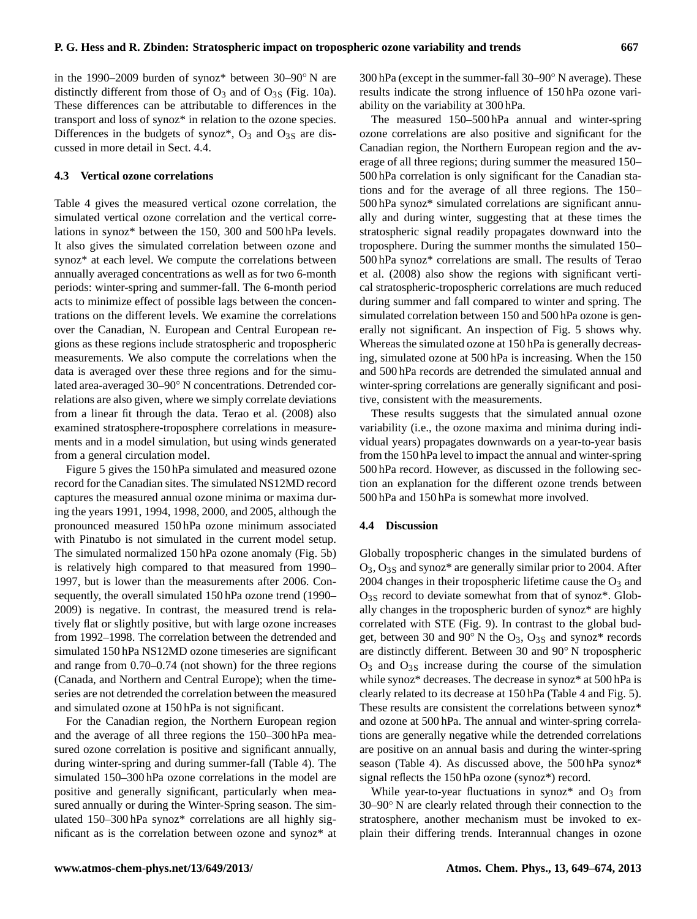in the 1990–2009 burden of synoz* between 30–90° N are distinctly different from those of $O_3$ and of $O_{3S}$ (Fig. 10a). These differences can be attributable to differences in the transport and loss of synoz* in relation to the ozone species. Differences in the budgets of synoz*, $O_3$ and $O_{3S}$ are discussed in more detail in Sect. 4.4.

### 4.3 Vertical ozone correlations

Table 4 gives the measured vertical ozone correlation, the simulated vertical ozone correlation and the vertical correlations in synoz* between the 150, 300 and 500 hPa levels. It also gives the simulated correlation between ozone and synoz* at each level. We compute the correlations between annually averaged concentrations as well as for two 6-month periods: winter-spring and summer-fall. The 6-month period acts to minimize effect of possible lags between the concentrations on the different levels. We examine the correlations over the Canadian, N. European and Central European regions as these regions include stratospheric and tropospheric measurements. We also compute the correlations when the data is averaged over these three regions and for the simulated area-averaged 30–90° N concentrations. Detrended correlations are also given, where we simply correlate deviations from a linear fit through the data. Terao et al. (2008) also examined stratosphere-troposphere correlations in measurements and in a model simulation, but using winds generated from a general circulation model.

Figure 5 gives the 150 hPa simulated and measured ozone record for the Canadian sites. The simulated NS12MD record captures the measured annual ozone minima or maxima during the years 1991, 1994, 1998, 2000, and 2005, although the pronounced measured 150 hPa ozone minimum associated with Pinatubo is not simulated in the current model setup. The simulated normalized 150 hPa ozone anomaly (Fig. 5b) is relatively high compared to that measured from 1990–1997, but is lower than the measurements after 2006. Consequently, the overall simulated 150 hPa ozone trend (1990–2009) is negative. In contrast, the measured trend is relatively flat or slightly positive, but with large ozone increases from 1992–1998. The correlation between the detrended and simulated 150 hPa NS12MD ozone timeseries are significant and range from 0.70–0.74 (not shown) for the three regions (Canada, and Northern and Central Europe); when the timeseries are not detrended the correlation between the measured and simulated ozone at 150 hPa is not significant.

For the Canadian region, the Northern European region and the average of all three regions the 150–300 hPa measured ozone correlation is positive and significant annually, during winter-spring and during summer-fall (Table 4). The simulated 150–300 hPa ozone correlations in the model are positive and generally significant, particularly when measured annually or during the Winter-Spring season. The simulated 150–300 hPa synoz* correlations are all highly significant as is the correlation between ozone and synoz* at 300 hPa (except in the summer-fall 30–90° N average). These results indicate the strong influence of 150 hPa ozone variability on the variability at 300 hPa.

The measured 150–500 hPa annual and winter-spring ozone correlations are also positive and significant for the Canadian region, the Northern European region and the average of all three regions; during summer the measured 150–500 hPa correlation is only significant for the Canadian stations and for the average of all three regions. The 150–500 hPa synoz* simulated correlations are significant annually and during winter, suggesting that at these times the stratospheric signal readily propagates downward into the troposphere. During the summer months the simulated 150–500 hPa synoz* correlations are small. The results of Terao et al. (2008) also show the regions with significant vertical stratospheric-tropospheric correlations are much reduced during summer and fall compared to winter and spring. The simulated correlation between 150 and 500 hPa ozone is generally not significant. An inspection of Fig. 5 shows why. Whereas the simulated ozone at 150 hPa is generally decreasing, simulated ozone at 500 hPa is increasing. When the 150 and 500 hPa records are detrended the simulated annual and winter-spring correlations are generally significant and positive, consistent with the measurements.

These results suggests that the simulated annual ozone variability (i.e., the ozone maxima and minima during individual years) propagates downwards on a year-to-year basis from the 150 hPa level to impact the annual and winter-spring 500 hPa record. However, as discussed in the following section an explanation for the different ozone trends between 500 hPa and 150 hPa is somewhat more involved.

### 4.4 Discussion

Globally tropospheric changes in the simulated burdens of $O_3$, $O_{3S}$ and synoz* are generally similar prior to 2004. After 2004 changes in their tropospheric lifetime cause the $O_3$ and $O_{3S}$ record to deviate somewhat from that of synoz*. Globally changes in the tropospheric burden of synoz* are highly correlated with STE (Fig. 9). In contrast to the global budget, between 30 and 90° N the $O_3$, $O_{3S}$ and synoz* records are distinctly different. Between 30 and 90° N tropospheric $O_3$ and $O_{3S}$ increase during the course of the simulation while synoz* decreases. The decrease in synoz* at 500 hPa is clearly related to its decrease at 150 hPa (Table 4 and Fig. 5). These results are consistent the correlations between synoz* and ozone at 500 hPa. The annual and winter-spring correlations are generally negative while the detrended correlations are positive on an annual basis and during the winter-spring season (Table 4). As discussed above, the 500 hPa synoz* signal reflects the 150 hPa ozone (synoz*) record.

While year-to-year fluctuations in synoz* and $O_3$ from 30–90° N are clearly related through their connection to the stratosphere, another mechanism must be invoked to explain their differing trends. Interannual changes in ozone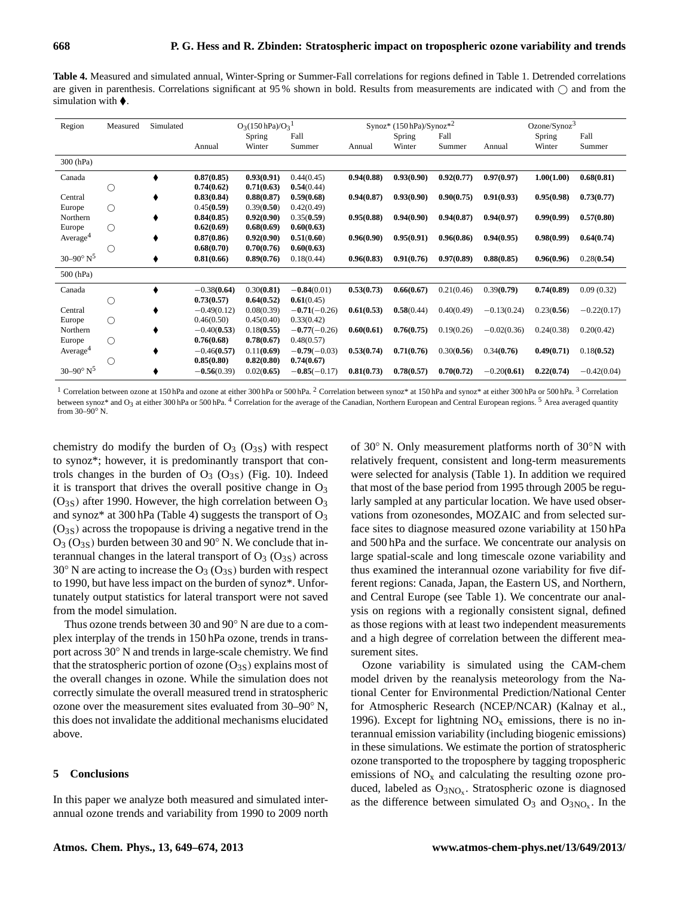**Table 4.** Measured and simulated annual, Winter-Spring or Summer-Fall correlations for regions defined in Table 1. Detrended correlations are given in parenthesis. Correlations significant at 95 % shown in bold. Results from measurements are indicated with ◯ and from the simulation with ⧫.

| Region | Measured | Simulated | $O_3$(150 hPa)/$O_3$[1] | | | Synoz* (150 hPa)/Synoz*[2] | | | Ozone/Synoz[3] | | |
|---|---|---|---|---|---|---|---|---|---|---|---|
| | | | Annual | Spring Winter | Fall Summer | Annual | Spring Winter | Fall Summer | Annual | Spring Winter | Fall Summer |
| 300 (hPa) | | | | | | | | | | | |
| Canada | | ⧫ | **0.87(0.85)** | **0.93(0.91)** | 0.44(0.45) | **0.94(0.88)** | **0.93(0.90)** | **0.92(0.77)** | **0.97(0.97)** | **1.00(1.00)** | **0.68(0.81)** |
| | ◯ | | **0.74(0.62)** | **0.71(0.63)** | **0.54**(0.44) | | | | | | |
| Central | | ⧫ | **0.83(0.84)** | **0.88(0.87)** | **0.59(0.68)** | **0.94(0.87)** | **0.93(0.90)** | **0.90(0.75)** | **0.91(0.93)** | **0.95(0.98)** | **0.73(0.77)** |
| Europe | ◯ | | 0.45(**0.59**) | 0.39(**0.50**) | 0.42(0.49) | | | | | | |
| Northern | | ⧫ | **0.84(0.85)** | **0.92(0.90)** | 0.35(**0.59**) | **0.95(0.88)** | **0.94(0.90)** | **0.94(0.87)** | **0.94(0.97)** | **0.99(0.99)** | **0.57(0.80)** |
| Europe | ◯ | | **0.62(0.69)** | **0.68(0.69)** | **0.60(0.63)** | | | | | | |
| Average[4] | | ⧫ | **0.87(0.86)** | **0.92(0.90)** | **0.51(0.60)** | **0.96(0.90)** | **0.95(0.91)** | **0.96(0.86)** | **0.94(0.95)** | **0.98(0.99)** | **0.64(0.74)** |
| | ◯ | | **0.68(0.70)** | **0.70(0.76)** | **0.60(0.63)** | | | | | | |
| 30–90° N[5] | | ⧫ | **0.81(0.66)** | **0.89(0.76)** | 0.18(0.44) | **0.96(0.83)** | **0.91(0.76)** | **0.97(0.89)** | **0.88(0.85)** | **0.96(0.96)** | 0.28(**0.54**) |
| 500 (hPa) | | | | | | | | | | | |
| Canada | | ⧫ | −0.38(**0.64**) | 0.30(**0.81**) | **−0.84**(0.01) | **0.53(0.73)** | **0.66(0.67)** | 0.21(0.46) | 0.39(**0.79**) | **0.74(0.89)** | 0.09 (0.32) |
| | ◯ | | **0.73(0.57)** | **0.64(0.52)** | **0.61**(0.45) | | | | | | |
| Central | | ⧫ | −0.49(0.12) | 0.08(0.39) | **−0.71**(−0.26) | **0.61(0.53)** | **0.58**(0.44) | 0.40(0.49) | −0.13(0.24) | 0.23(**0.56**) | −0.22(0.17) |
| Europe | ◯ | | 0.46(0.50) | 0.45(0.40) | 0.33(0.42) | | | | | | |
| Northern | | ⧫ | −0.40(**0.53**) | 0.18(**0.55**) | **−0.77**(−0.26) | **0.60(0.61)** | **0.76(0.75)** | 0.19(0.26) | −0.02(0.36) | 0.24(0.38) | 0.20(0.42) |
| Europe | ◯ | | **0.76(0.68)** | **0.78(0.67)** | 0.48(0.57) | | | | | | |
| Average[4] | | ⧫ | −0.46(**0.57**) | 0.11(**0.69**) | **−0.79**(−0.03) | **0.53(0.74)** | **0.71(0.76)** | 0.30(**0.56**) | 0.34(**0.76**) | **0.49(0.71)** | 0.18(**0.52**) |
| | ◯ | | **0.85(0.80)** | **0.82(0.80)** | **0.74(0.67)** | | | | | | |
| 30–90° N[5] | | ⧫ | **−0.56**(0.39) | 0.02(**0.65**) | **−0.85**(−0.17) | **0.81(0.73)** | **0.78(0.57)** | **0.70(0.72)** | −0.20(**0.61**) | 0.22(**0.74**) | −0.42(0.04) |

[1] Correlation between ozone at 150 hPa and ozone at either 300 hPa or 500 hPa. [2] Correlation between synoz* at 150 hPa and synoz* at either 300 hPa or 500 hPa. [3] Correlation between synoz* and $O_3$ at either 300 hPa or 500 hPa. [4] Correlation for the average of the Canadian, Northern European and Central European regions. [5] Area averaged quantity from 30–90° N.

chemistry do modify the burden of $O_3$ ($O_{3S}$) with respect to synoz*; however, it is predominantly transport that controls changes in the burden of $O_3$ ($O_{3S}$) (Fig. 10). Indeed it is transport that drives the overall positive change in $O_3$ ($O_{3S}$) after 1990. However, the high correlation between $O_3$ and synoz* at 300 hPa (Table 4) suggests the transport of $O_3$ ($O_{3S}$) across the tropopause is driving a negative trend in the $O_3$ ($O_{3S}$) burden between 30 and 90° N. We conclude that interannual changes in the lateral transport of $O_3$ ($O_{3S}$) across 30° N are acting to increase the $O_3$ ($O_{3S}$) burden with respect to 1990, but have less impact on the burden of synoz*. Unfortunately output statistics for lateral transport were not saved from the model simulation.

Thus ozone trends between 30 and 90° N are due to a complex interplay of the trends in 150 hPa ozone, trends in transport across 30° N and trends in large-scale chemistry. We find that the stratospheric portion of ozone ($O_{3S}$) explains most of the overall changes in ozone. While the simulation does not correctly simulate the overall measured trend in stratospheric ozone over the measurement sites evaluated from 30–90° N, this does not invalidate the additional mechanisms elucidated above.

## 5 Conclusions

In this paper we analyze both measured and simulated interannual ozone trends and variability from 1990 to 2009 north of 30° N. Only measurement platforms north of 30°N with relatively frequent, consistent and long-term measurements were selected for analysis (Table 1). In addition we required that most of the base period from 1995 through 2005 be regularly sampled at any particular location. We have used observations from ozonesondes, MOZAIC and from selected surface sites to diagnose measured ozone variability at 150 hPa and 500 hPa and the surface. We concentrate our analysis on large spatial-scale and long timescale ozone variability and thus examined the interannual ozone variability for five different regions: Canada, Japan, the Eastern US, and Northern, and Central Europe (see Table 1). We concentrate our analysis on regions with a regionally consistent signal, defined as those regions with at least two independent measurements and a high degree of correlation between the different measurement sites.

Ozone variability is simulated using the CAM-chem model driven by the reanalysis meteorology from the National Center for Environmental Prediction/National Center for Atmospheric Research (NCEP/NCAR) (Kalnay et al., 1996). Except for lightning $NO_x$ emissions, there is no interannual emission variability (including biogenic emissions) in these simulations. We estimate the portion of stratospheric ozone transported to the troposphere by tagging tropospheric emissions of $NO_x$ and calculating the resulting ozone produced, labeled as $O_{3NO_x}$. Stratospheric ozone is diagnosed as the difference between simulated $O_3$ and $O_{3NO_x}$. In the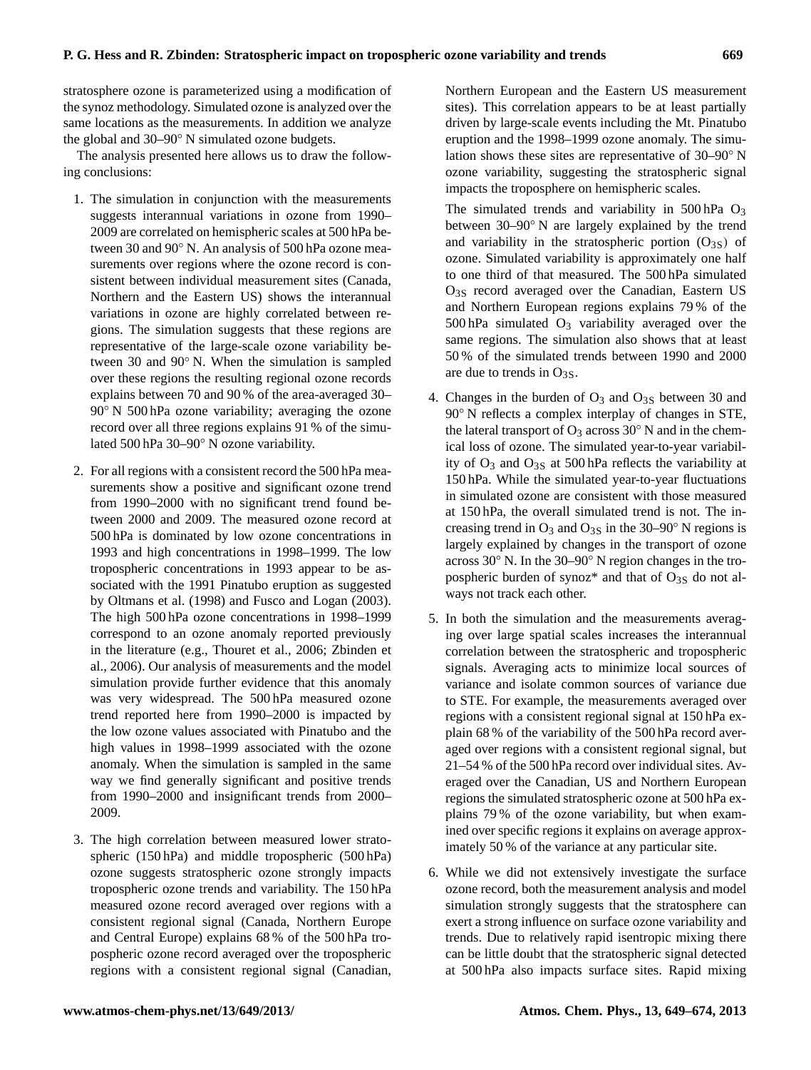stratosphere ozone is parameterized using a modification of the synoz methodology. Simulated ozone is analyzed over the same locations as the measurements. In addition we analyze the global and 30–90° N simulated ozone budgets.

The analysis presented here allows us to draw the following conclusions:

1. The simulation in conjunction with the measurements suggests interannual variations in ozone from 1990–2009 are correlated on hemispheric scales at 500 hPa between 30 and 90° N. An analysis of 500 hPa ozone measurements over regions where the ozone record is consistent between individual measurement sites (Canada, Northern and the Eastern US) shows the interannual variations in ozone are highly correlated between regions. The simulation suggests that these regions are representative of the large-scale ozone variability between 30 and 90° N. When the simulation is sampled over these regions the resulting regional ozone records explains between 70 and 90 % of the area-averaged 30–90° N 500 hPa ozone variability; averaging the ozone record over all three regions explains 91 % of the simulated 500 hPa 30–90° N ozone variability.

2. For all regions with a consistent record the 500 hPa measurements show a positive and significant ozone trend from 1990–2000 with no significant trend found between 2000 and 2009. The measured ozone record at 500 hPa is dominated by low ozone concentrations in 1993 and high concentrations in 1998–1999. The low tropospheric concentrations in 1993 appear to be associated with the 1991 Pinatubo eruption as suggested by Oltmans et al. (1998) and Fusco and Logan (2003). The high 500 hPa ozone concentrations in 1998–1999 correspond to an ozone anomaly reported previously in the literature (e.g., Thouret et al., 2006; Zbinden et al., 2006). Our analysis of measurements and the model simulation provide further evidence that this anomaly was very widespread. The 500 hPa measured ozone trend reported here from 1990–2000 is impacted by the low ozone values associated with Pinatubo and the high values in 1998–1999 associated with the ozone anomaly. When the simulation is sampled in the same way we find generally significant and positive trends from 1990–2000 and insignificant trends from 2000–2009.

3. The high correlation between measured lower stratospheric (150 hPa) and middle tropospheric (500 hPa) ozone suggests stratospheric ozone strongly impacts tropospheric ozone trends and variability. The 150 hPa measured ozone record averaged over regions with a consistent regional signal (Canada, Northern Europe and Central Europe) explains 68 % of the 500 hPa tropospheric ozone record averaged over the tropospheric regions with a consistent regional signal (Canadian, Northern European and the Eastern US measurement sites). This correlation appears to be at least partially driven by large-scale events including the Mt. Pinatubo eruption and the 1998–1999 ozone anomaly. The simulation shows these sites are representative of 30–90° N ozone variability, suggesting the stratospheric signal impacts the troposphere on hemispheric scales.

   The simulated trends and variability in 500 hPa $O_3$ between 30–90° N are largely explained by the trend and variability in the stratospheric portion ($O_{3S}$) of ozone. Simulated variability is approximately one half to one third of that measured. The 500 hPa simulated $O_{3S}$ record averaged over the Canadian, Eastern US and Northern European regions explains 79 % of the 500 hPa simulated $O_3$ variability averaged over the same regions. The simulation also shows that at least 50 % of the simulated trends between 1990 and 2000 are due to trends in $O_{3S}$.

4. Changes in the burden of $O_3$ and $O_{3S}$ between 30 and 90° N reflects a complex interplay of changes in STE, the lateral transport of $O_3$ across 30° N and in the chemical loss of ozone. The simulated year-to-year variability of $O_3$ and $O_{3S}$ at 500 hPa reflects the variability at 150 hPa. While the simulated year-to-year fluctuations in simulated ozone are consistent with those measured at 150 hPa, the overall simulated trend is not. The increasing trend in $O_3$ and $O_{3S}$ in the 30–90° N regions is largely explained by changes in the transport of ozone across 30° N. In the 30–90° N region changes in the tropospheric burden of synoz* and that of $O_{3S}$ do not always not track each other.

5. In both the simulation and the measurements averaging over large spatial scales increases the interannual correlation between the stratospheric and tropospheric signals. Averaging acts to minimize local sources of variance and isolate common sources of variance due to STE. For example, the measurements averaged over regions with a consistent regional signal at 150 hPa explain 68 % of the variability of the 500 hPa record averaged over regions with a consistent regional signal, but 21–54 % of the 500 hPa record over individual sites. Averaged over the Canadian, US and Northern European regions the simulated stratospheric ozone at 500 hPa explains 79 % of the ozone variability, but when examined over specific regions it explains on average approximately 50 % of the variance at any particular site.

6. While we did not extensively investigate the surface ozone record, both the measurement analysis and model simulation strongly suggests that the stratosphere can exert a strong influence on surface ozone variability and trends. Due to relatively rapid isentropic mixing there can be little doubt that the stratospheric signal detected at 500 hPa also impacts surface sites. Rapid mixing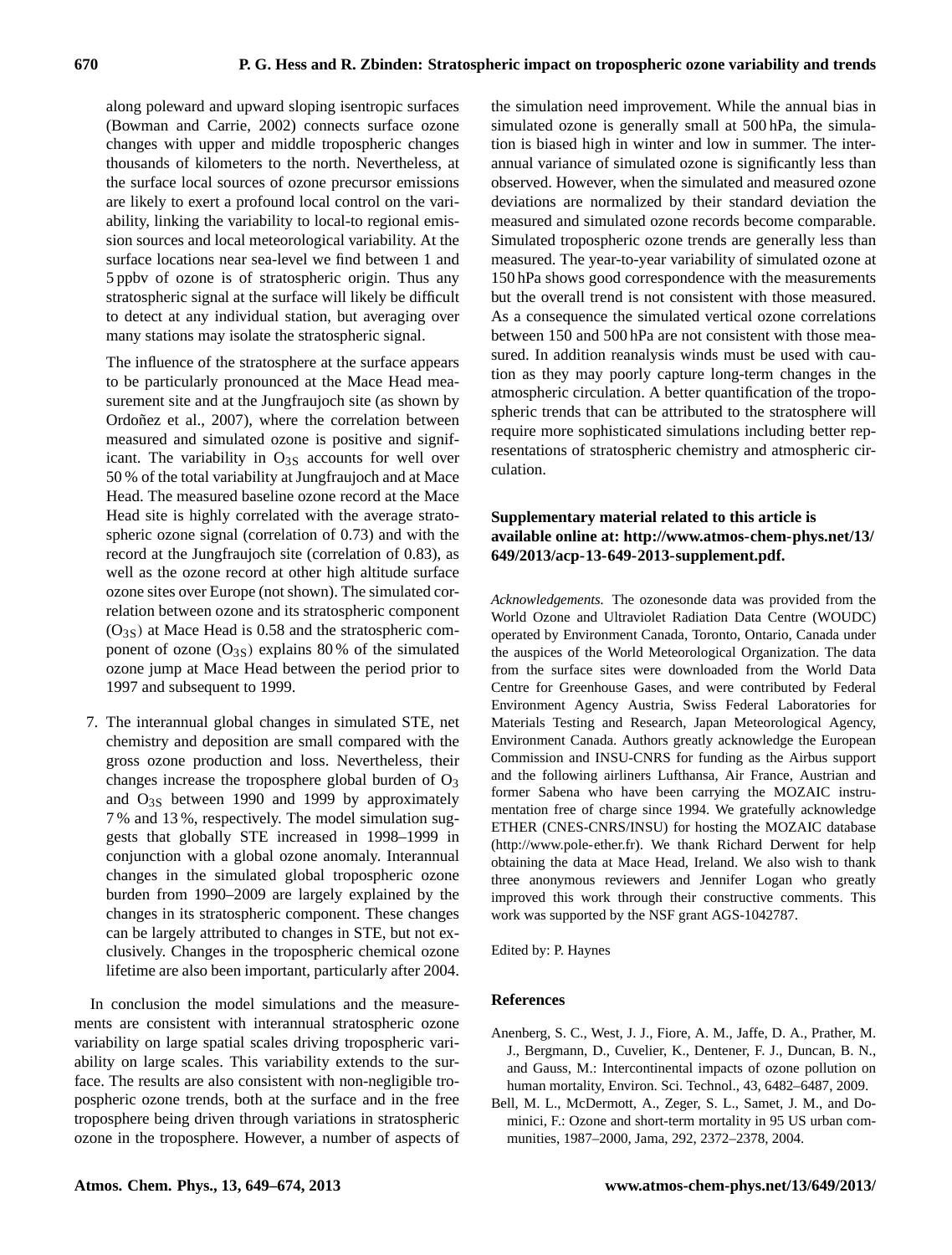along poleward and upward sloping isentropic surfaces (Bowman and Carrie, 2002) connects surface ozone changes with upper and middle tropospheric changes thousands of kilometers to the north. Nevertheless, at the surface local sources of ozone precursor emissions are likely to exert a profound local control on the variability, linking the variability to local-to regional emission sources and local meteorological variability. At the surface locations near sea-level we find between 1 and 5 ppbv of ozone is of stratospheric origin. Thus any stratospheric signal at the surface will likely be difficult to detect at any individual station, but averaging over many stations may isolate the stratospheric signal.

The influence of the stratosphere at the surface appears to be particularly pronounced at the Mace Head measurement site and at the Jungfraujoch site (as shown by Ordoñez et al., 2007), where the correlation between measured and simulated ozone is positive and significant. The variability in $O_{3S}$ accounts for well over 50 % of the total variability at Jungfraujoch and at Mace Head. The measured baseline ozone record at the Mace Head site is highly correlated with the average stratospheric ozone signal (correlation of 0.73) and with the record at the Jungfraujoch site (correlation of 0.83), as well as the ozone record at other high altitude surface ozone sites over Europe (not shown). The simulated correlation between ozone and its stratospheric component ($O_{3S}$) at Mace Head is 0.58 and the stratospheric component of ozone ($O_{3S}$) explains 80 % of the simulated ozone jump at Mace Head between the period prior to 1997 and subsequent to 1999.

7. The interannual global changes in simulated STE, net chemistry and deposition are small compared with the gross ozone production and loss. Nevertheless, their changes increase the troposphere global burden of $O_3$ and $O_{3S}$ between 1990 and 1999 by approximately 7 % and 13 %, respectively. The model simulation suggests that globally STE increased in 1998–1999 in conjunction with a global ozone anomaly. Interannual changes in the simulated global tropospheric ozone burden from 1990–2009 are largely explained by the changes in its stratospheric component. These changes can be largely attributed to changes in STE, but not exclusively. Changes in the tropospheric chemical ozone lifetime are also been important, particularly after 2004.

In conclusion the model simulations and the measurements are consistent with interannual stratospheric ozone variability on large spatial scales driving tropospheric variability on large scales. This variability extends to the surface. The results are also consistent with non-negligible tropospheric ozone trends, both at the surface and in the free troposphere being driven through variations in stratospheric ozone in the troposphere. However, a number of aspects of the simulation need improvement. While the annual bias in simulated ozone is generally small at 500 hPa, the simulation is biased high in winter and low in summer. The interannual variance of simulated ozone is significantly less than observed. However, when the simulated and measured ozone deviations are normalized by their standard deviation the measured and simulated ozone records become comparable. Simulated tropospheric ozone trends are generally less than measured. The year-to-year variability of simulated ozone at 150 hPa shows good correspondence with the measurements but the overall trend is not consistent with those measured. As a consequence the simulated vertical ozone correlations between 150 and 500 hPa are not consistent with those measured. In addition reanalysis winds must be used with caution as they may poorly capture long-term changes in the atmospheric circulation. A better quantification of the tropospheric trends that can be attributed to the stratosphere will require more sophisticated simulations including better representations of stratospheric chemistry and atmospheric circulation.

**Supplementary material related to this article is available online at: http://www.atmos-chem-phys.net/13/649/2013/acp-13-649-2013-supplement.pdf.**

*Acknowledgements.* The ozonesonde data was provided from the World Ozone and Ultraviolet Radiation Data Centre (WOUDC) operated by Environment Canada, Toronto, Ontario, Canada under the auspices of the World Meteorological Organization. The data from the surface sites were downloaded from the World Data Centre for Greenhouse Gases, and were contributed by Federal Environment Agency Austria, Swiss Federal Laboratories for Materials Testing and Research, Japan Meteorological Agency, Environment Canada. Authors greatly acknowledge the European Commission and INSU-CNRS for funding as the Airbus support and the following airliners Lufthansa, Air France, Austrian and former Sabena who have been carrying the MOZAIC instrumentation free of charge since 1994. We gratefully acknowledge ETHER (CNES-CNRS/INSU) for hosting the MOZAIC database (http://www.pole-ether.fr). We thank Richard Derwent for help obtaining the data at Mace Head, Ireland. We also wish to thank three anonymous reviewers and Jennifer Logan who greatly improved this work through their constructive comments. This work was supported by the NSF grant AGS-1042787.

Edited by: P. Haynes

## References

Anenberg, S. C., West, J. J., Fiore, A. M., Jaffe, D. A., Prather, M. J., Bergmann, D., Cuvelier, K., Dentener, F. J., Duncan, B. N., and Gauss, M.: Intercontinental impacts of ozone pollution on human mortality, Environ. Sci. Technol., 43, 6482–6487, 2009.

Bell, M. L., McDermott, A., Zeger, S. L., Samet, J. M., and Dominici, F.: Ozone and short-term mortality in 95 US urban communities, 1987–2000, Jama, 292, 2372–2378, 2004.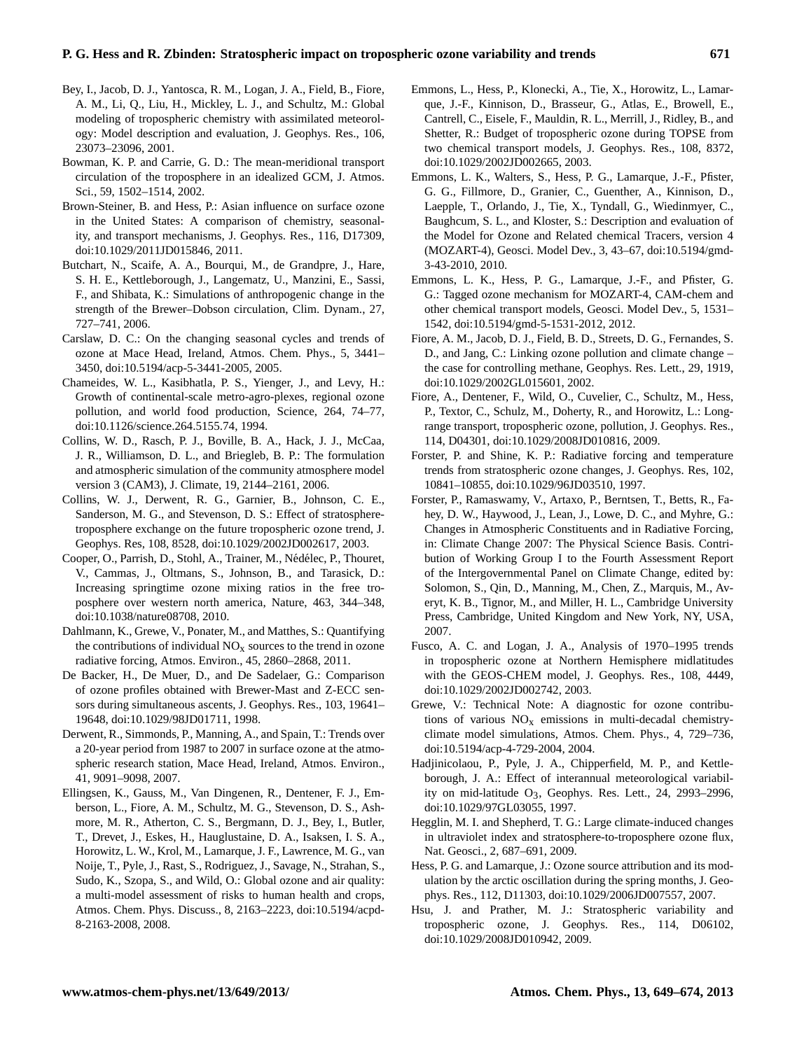Bey, I., Jacob, D. J., Yantosca, R. M., Logan, J. A., Field, B., Fiore, A. M., Li, Q., Liu, H., Mickley, L. J., and Schultz, M.: Global modeling of tropospheric chemistry with assimilated meteorology: Model description and evaluation, J. Geophys. Res., 106, 23073–23096, 2001.

Bowman, K. P. and Carrie, G. D.: The mean-meridional transport circulation of the troposphere in an idealized GCM, J. Atmos. Sci., 59, 1502–1514, 2002.

Brown-Steiner, B. and Hess, P.: Asian influence on surface ozone in the United States: A comparison of chemistry, seasonality, and transport mechanisms, J. Geophys. Res., 116, D17309, doi:10.1029/2011JD015846, 2011.

Butchart, N., Scaife, A. A., Bourqui, M., de Grandpre, J., Hare, S. H. E., Kettleborough, J., Langematz, U., Manzini, E., Sassi, F., and Shibata, K.: Simulations of anthropogenic change in the strength of the Brewer–Dobson circulation, Clim. Dynam., 27, 727–741, 2006.

Carslaw, D. C.: On the changing seasonal cycles and trends of ozone at Mace Head, Ireland, Atmos. Chem. Phys., 5, 3441–3450, doi:10.5194/acp-5-3441-2005, 2005.

Chameides, W. L., Kasibhatla, P. S., Yienger, J., and Levy, H.: Growth of continental-scale metro-agro-plexes, regional ozone pollution, and world food production, Science, 264, 74–77, doi:10.1126/science.264.5155.74, 1994.

Collins, W. D., Rasch, P. J., Boville, B. A., Hack, J. J., McCaa, J. R., Williamson, D. L., and Briegleb, B. P.: The formulation and atmospheric simulation of the community atmosphere model version 3 (CAM3), J. Climate, 19, 2144–2161, 2006.

Collins, W. J., Derwent, R. G., Garnier, B., Johnson, C. E., Sanderson, M. G., and Stevenson, D. S.: Effect of stratosphere-troposphere exchange on the future tropospheric ozone trend, J. Geophys. Res, 108, 8528, doi:10.1029/2002JD002617, 2003.

Cooper, O., Parrish, D., Stohl, A., Trainer, M., Nédélec, P., Thouret, V., Cammas, J., Oltmans, S., Johnson, B., and Tarasick, D.: Increasing springtime ozone mixing ratios in the free troposphere over western north america, Nature, 463, 344–348, doi:10.1038/nature08708, 2010.

Dahlmann, K., Grewe, V., Ponater, M., and Matthes, S.: Quantifying the contributions of individual $NO_x$ sources to the trend in ozone radiative forcing, Atmos. Environ., 45, 2860–2868, 2011.

De Backer, H., De Muer, D., and De Sadelaer, G.: Comparison of ozone profiles obtained with Brewer-Mast and Z-ECC sensors during simultaneous ascents, J. Geophys. Res., 103, 19641–19648, doi:10.1029/98JD01711, 1998.

Derwent, R., Simmonds, P., Manning, A., and Spain, T.: Trends over a 20-year period from 1987 to 2007 in surface ozone at the atmospheric research station, Mace Head, Ireland, Atmos. Environ., 41, 9091–9098, 2007.

Ellingsen, K., Gauss, M., Van Dingenen, R., Dentener, F. J., Emberson, L., Fiore, A. M., Schultz, M. G., Stevenson, D. S., Ashmore, M. R., Atherton, C. S., Bergmann, D. J., Bey, I., Butler, T., Drevet, J., Eskes, H., Hauglustaine, D. A., Isaksen, I. S. A., Horowitz, L. W., Krol, M., Lamarque, J. F., Lawrence, M. G., van Noije, T., Pyle, J., Rast, S., Rodriguez, J., Savage, N., Strahan, S., Sudo, K., Szopa, S., and Wild, O.: Global ozone and air quality: a multi-model assessment of risks to human health and crops, Atmos. Chem. Phys. Discuss., 8, 2163–2223, doi:10.5194/acpd-8-2163-2008, 2008.

Emmons, L., Hess, P., Klonecki, A., Tie, X., Horowitz, L., Lamarque, J.-F., Kinnison, D., Brasseur, G., Atlas, E., Browell, E., Cantrell, C., Eisele, F., Mauldin, R. L., Merrill, J., Ridley, B., and Shetter, R.: Budget of tropospheric ozone during TOPSE from two chemical transport models, J. Geophys. Res., 108, 8372, doi:10.1029/2002JD002665, 2003.

Emmons, L. K., Walters, S., Hess, P. G., Lamarque, J.-F., Pfister, G. G., Fillmore, D., Granier, C., Guenther, A., Kinnison, D., Laepple, T., Orlando, J., Tie, X., Tyndall, G., Wiedinmyer, C., Baughcum, S. L., and Kloster, S.: Description and evaluation of the Model for Ozone and Related chemical Tracers, version 4 (MOZART-4), Geosci. Model Dev., 3, 43–67, doi:10.5194/gmd-3-43-2010, 2010.

Emmons, L. K., Hess, P. G., Lamarque, J.-F., and Pfister, G. G.: Tagged ozone mechanism for MOZART-4, CAM-chem and other chemical transport models, Geosci. Model Dev., 5, 1531–1542, doi:10.5194/gmd-5-1531-2012, 2012.

Fiore, A. M., Jacob, D. J., Field, B. D., Streets, D. G., Fernandes, S. D., and Jang, C.: Linking ozone pollution and climate change – the case for controlling methane, Geophys. Res. Lett., 29, 1919, doi:10.1029/2002GL015601, 2002.

Fiore, A., Dentener, F., Wild, O., Cuvelier, C., Schultz, M., Hess, P., Textor, C., Schulz, M., Doherty, R., and Horowitz, L.: Long-range transport, tropospheric ozone, pollution, J. Geophys. Res., 114, D04301, doi:10.1029/2008JD010816, 2009.

Forster, P. and Shine, K. P.: Radiative forcing and temperature trends from stratospheric ozone changes, J. Geophys. Res, 102, 10841–10855, doi:10.1029/96JD03510, 1997.

Forster, P., Ramaswamy, V., Artaxo, P., Berntsen, T., Betts, R., Fahey, D. W., Haywood, J., Lean, J., Lowe, D. C., and Myhre, G.: Changes in Atmospheric Constituents and in Radiative Forcing, in: Climate Change 2007: The Physical Science Basis. Contribution of Working Group I to the Fourth Assessment Report of the Intergovernmental Panel on Climate Change, edited by: Solomon, S., Qin, D., Manning, M., Chen, Z., Marquis, M., Averyt, K. B., Tignor, M., and Miller, H. L., Cambridge University Press, Cambridge, United Kingdom and New York, NY, USA, 2007.

Fusco, A. C. and Logan, J. A., Analysis of 1970–1995 trends in tropospheric ozone at Northern Hemisphere midlatitudes with the GEOS-CHEM model, J. Geophys. Res., 108, 4449, doi:10.1029/2002JD002742, 2003.

Grewe, V.: Technical Note: A diagnostic for ozone contributions of various $NO_x$ emissions in multi-decadal chemistry-climate model simulations, Atmos. Chem. Phys., 4, 729–736, doi:10.5194/acp-4-729-2004, 2004.

Hadjinicolaou, P., Pyle, J. A., Chipperfield, M. P., and Kettleborough, J. A.: Effect of interannual meteorological variability on mid-latitude $O_3$, Geophys. Res. Lett., 24, 2993–2996, doi:10.1029/97GL03055, 1997.

Hegglin, M. I. and Shepherd, T. G.: Large climate-induced changes in ultraviolet index and stratosphere-to-troposphere ozone flux, Nat. Geosci., 2, 687–691, 2009.

Hess, P. G. and Lamarque, J.: Ozone source attribution and its modulation by the arctic oscillation during the spring months, J. Geophys. Res., 112, D11303, doi:10.1029/2006JD007557, 2007.

Hsu, J. and Prather, M. J.: Stratospheric variability and tropospheric ozone, J. Geophys. Res., 114, D06102, doi:10.1029/2008JD010942, 2009.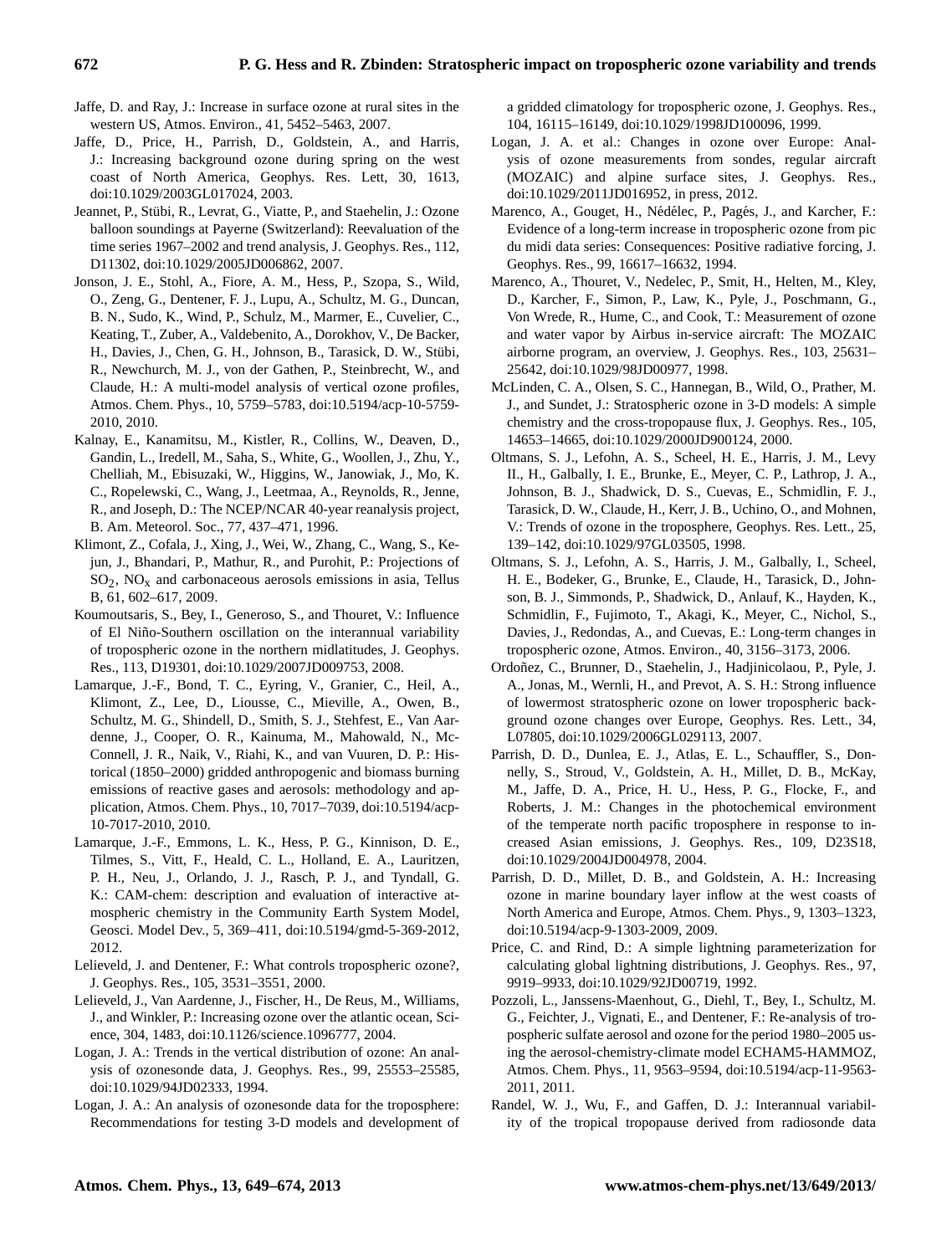Jaffe, D. and Ray, J.: Increase in surface ozone at rural sites in the western US, Atmos. Environ., 41, 5452–5463, 2007.

Jaffe, D., Price, H., Parrish, D., Goldstein, A., and Harris, J.: Increasing background ozone during spring on the west coast of North America, Geophys. Res. Lett, 30, 1613, doi:10.1029/2003GL017024, 2003.

Jeannet, P., Stübi, R., Levrat, G., Viatte, P., and Staehelin, J.: Ozone balloon soundings at Payerne (Switzerland): Reevaluation of the time series 1967–2002 and trend analysis, J. Geophys. Res., 112, D11302, doi:10.1029/2005JD006862, 2007.

Jonson, J. E., Stohl, A., Fiore, A. M., Hess, P., Szopa, S., Wild, O., Zeng, G., Dentener, F. J., Lupu, A., Schultz, M. G., Duncan, B. N., Sudo, K., Wind, P., Schulz, M., Marmer, E., Cuvelier, C., Keating, T., Zuber, A., Valdebenito, A., Dorokhov, V., De Backer, H., Davies, J., Chen, G. H., Johnson, B., Tarasick, D. W., Stübi, R., Newchurch, M. J., von der Gathen, P., Steinbrecht, W., and Claude, H.: A multi-model analysis of vertical ozone profiles, Atmos. Chem. Phys., 10, 5759–5783, doi:10.5194/acp-10-5759-2010, 2010.

Kalnay, E., Kanamitsu, M., Kistler, R., Collins, W., Deaven, D., Gandin, L., Iredell, M., Saha, S., White, G., Woollen, J., Zhu, Y., Chelliah, M., Ebisuzaki, W., Higgins, W., Janowiak, J., Mo, K. C., Ropelewski, C., Wang, J., Leetmaa, A., Reynolds, R., Jenne, R., and Joseph, D.: The NCEP/NCAR 40-year reanalysis project, B. Am. Meteorol. Soc., 77, 437–471, 1996.

Klimont, Z., Cofala, J., Xing, J., Wei, W., Zhang, C., Wang, S., Kejun, J., Bhandari, P., Mathur, R., and Purohit, P.: Projections of $SO_2$, $NO_x$ and carbonaceous aerosols emissions in asia, Tellus B, 61, 602–617, 2009.

Koumoutsaris, S., Bey, I., Generoso, S., and Thouret, V.: Influence of El Niño-Southern oscillation on the interannual variability of tropospheric ozone in the northern midlatitudes, J. Geophys. Res., 113, D19301, doi:10.1029/2007JD009753, 2008.

Lamarque, J.-F., Bond, T. C., Eyring, V., Granier, C., Heil, A., Klimont, Z., Lee, D., Liousse, C., Mieville, A., Owen, B., Schultz, M. G., Shindell, D., Smith, S. J., Stehfest, E., Van Aardenne, J., Cooper, O. R., Kainuma, M., Mahowald, N., McConnell, J. R., Naik, V., Riahi, K., and van Vuuren, D. P.: Historical (1850–2000) gridded anthropogenic and biomass burning emissions of reactive gases and aerosols: methodology and application, Atmos. Chem. Phys., 10, 7017–7039, doi:10.5194/acp-10-7017-2010, 2010.

Lamarque, J.-F., Emmons, L. K., Hess, P. G., Kinnison, D. E., Tilmes, S., Vitt, F., Heald, C. L., Holland, E. A., Lauritzen, P. H., Neu, J., Orlando, J. J., Rasch, P. J., and Tyndall, G. K.: CAM-chem: description and evaluation of interactive atmospheric chemistry in the Community Earth System Model, Geosci. Model Dev., 5, 369–411, doi:10.5194/gmd-5-369-2012, 2012.

Lelieveld, J. and Dentener, F.: What controls tropospheric ozone?, J. Geophys. Res., 105, 3531–3551, 2000.

Lelieveld, J., Van Aardenne, J., Fischer, H., De Reus, M., Williams, J., and Winkler, P.: Increasing ozone over the atlantic ocean, Science, 304, 1483, doi:10.1126/science.1096777, 2004.

Logan, J. A.: Trends in the vertical distribution of ozone: An analysis of ozonesonde data, J. Geophys. Res., 99, 25553–25585, doi:10.1029/94JD02333, 1994.

Logan, J. A.: An analysis of ozonesonde data for the troposphere: Recommendations for testing 3-D models and development of a gridded climatology for tropospheric ozone, J. Geophys. Res., 104, 16115–16149, doi:10.1029/1998JD100096, 1999.

Logan, J. A. et al.: Changes in ozone over Europe: Analysis of ozone measurements from sondes, regular aircraft (MOZAIC) and alpine surface sites, J. Geophys. Res., doi:10.1029/2011JD016952, in press, 2012.

Marenco, A., Gouget, H., Nédélec, P., Pagés, J., and Karcher, F.: Evidence of a long-term increase in tropospheric ozone from pic du midi data series: Consequences: Positive radiative forcing, J. Geophys. Res., 99, 16617–16632, 1994.

Marenco, A., Thouret, V., Nedelec, P., Smit, H., Helten, M., Kley, D., Karcher, F., Simon, P., Law, K., Pyle, J., Poschmann, G., Von Wrede, R., Hume, C., and Cook, T.: Measurement of ozone and water vapor by Airbus in-service aircraft: The MOZAIC airborne program, an overview, J. Geophys. Res., 103, 25631–25642, doi:10.1029/98JD00977, 1998.

McLinden, C. A., Olsen, S. C., Hannegan, B., Wild, O., Prather, M. J., and Sundet, J.: Stratospheric ozone in 3-D models: A simple chemistry and the cross-tropopause flux, J. Geophys. Res., 105, 14653–14665, doi:10.1029/2000JD900124, 2000.

Oltmans, S. J., Lefohn, A. S., Scheel, H. E., Harris, J. M., Levy II., H., Galbally, I. E., Brunke, E., Meyer, C. P., Lathrop, J. A., Johnson, B. J., Shadwick, D. S., Cuevas, E., Schmidlin, F. J., Tarasick, D. W., Claude, H., Kerr, J. B., Uchino, O., and Mohnen, V.: Trends of ozone in the troposphere, Geophys. Res. Lett., 25, 139–142, doi:10.1029/97GL03505, 1998.

Oltmans, S. J., Lefohn, A. S., Harris, J. M., Galbally, I., Scheel, H. E., Bodeker, G., Brunke, E., Claude, H., Tarasick, D., Johnson, B. J., Simmonds, P., Shadwick, D., Anlauf, K., Hayden, K., Schmidlin, F., Fujimoto, T., Akagi, K., Meyer, C., Nichol, S., Davies, J., Redondas, A., and Cuevas, E.: Long-term changes in tropospheric ozone, Atmos. Environ., 40, 3156–3173, 2006.

Ordoñez, C., Brunner, D., Staehelin, J., Hadjinicolaou, P., Pyle, J. A., Jonas, M., Wernli, H., and Prevot, A. S. H.: Strong influence of lowermost stratospheric ozone on lower tropospheric background ozone changes over Europe, Geophys. Res. Lett., 34, L07805, doi:10.1029/2006GL029113, 2007.

Parrish, D. D., Dunlea, E. J., Atlas, E. L., Schauffler, S., Donnelly, S., Stroud, V., Goldstein, A. H., Millet, D. B., McKay, M., Jaffe, D. A., Price, H. U., Hess, P. G., Flocke, F., and Roberts, J. M.: Changes in the photochemical environment of the temperate north pacific troposphere in response to increased Asian emissions, J. Geophys. Res., 109, D23S18, doi:10.1029/2004JD004978, 2004.

Parrish, D. D., Millet, D. B., and Goldstein, A. H.: Increasing ozone in marine boundary layer inflow at the west coasts of North America and Europe, Atmos. Chem. Phys., 9, 1303–1323, doi:10.5194/acp-9-1303-2009, 2009.

Price, C. and Rind, D.: A simple lightning parameterization for calculating global lightning distributions, J. Geophys. Res., 97, 9919–9933, doi:10.1029/92JD00719, 1992.

Pozzoli, L., Janssens-Maenhout, G., Diehl, T., Bey, I., Schultz, M. G., Feichter, J., Vignati, E., and Dentener, F.: Re-analysis of tropospheric sulfate aerosol and ozone for the period 1980–2005 using the aerosol-chemistry-climate model ECHAM5-HAMMOZ, Atmos. Chem. Phys., 11, 9563–9594, doi:10.5194/acp-11-9563-2011, 2011.

Randel, W. J., Wu, F., and Gaffen, D. J.: Interannual variability of the tropical tropopause derived from radiosonde data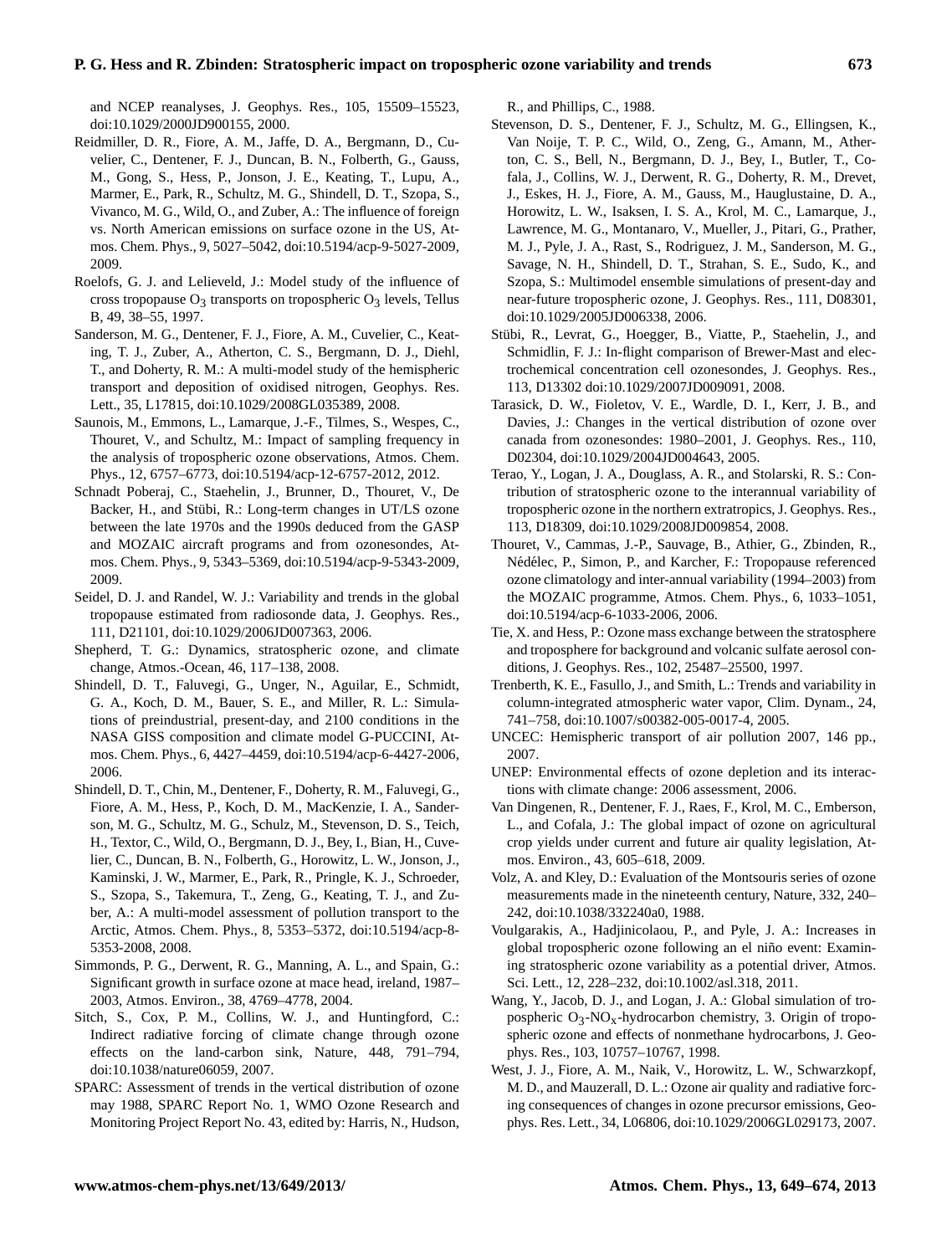and NCEP reanalyses, J. Geophys. Res., 105, 15509–15523, doi:10.1029/2000JD900155, 2000.

Reidmiller, D. R., Fiore, A. M., Jaffe, D. A., Bergmann, D., Cuvelier, C., Dentener, F. J., Duncan, B. N., Folberth, G., Gauss, M., Gong, S., Hess, P., Jonson, J. E., Keating, T., Lupu, A., Marmer, E., Park, R., Schultz, M. G., Shindell, D. T., Szopa, S., Vivanco, M. G., Wild, O., and Zuber, A.: The influence of foreign vs. North American emissions on surface ozone in the US, Atmos. Chem. Phys., 9, 5027–5042, doi:10.5194/acp-9-5027-2009, 2009.

Roelofs, G. J. and Lelieveld, J.: Model study of the influence of cross tropopause $O_3$ transports on tropospheric $O_3$ levels, Tellus B, 49, 38–55, 1997.

Sanderson, M. G., Dentener, F. J., Fiore, A. M., Cuvelier, C., Keating, T. J., Zuber, A., Atherton, C. S., Bergmann, D. J., Diehl, T., and Doherty, R. M.: A multi-model study of the hemispheric transport and deposition of oxidised nitrogen, Geophys. Res. Lett., 35, L17815, doi:10.1029/2008GL035389, 2008.

Saunois, M., Emmons, L., Lamarque, J.-F., Tilmes, S., Wespes, C., Thouret, V., and Schultz, M.: Impact of sampling frequency in the analysis of tropospheric ozone observations, Atmos. Chem. Phys., 12, 6757–6773, doi:10.5194/acp-12-6757-2012, 2012.

Schnadt Poberaj, C., Staehelin, J., Brunner, D., Thouret, V., De Backer, H., and Stübi, R.: Long-term changes in UT/LS ozone between the late 1970s and the 1990s deduced from the GASP and MOZAIC aircraft programs and from ozonesondes, Atmos. Chem. Phys., 9, 5343–5369, doi:10.5194/acp-9-5343-2009, 2009.

Seidel, D. J. and Randel, W. J.: Variability and trends in the global tropopause estimated from radiosonde data, J. Geophys. Res., 111, D21101, doi:10.1029/2006JD007363, 2006.

Shepherd, T. G.: Dynamics, stratospheric ozone, and climate change, Atmos.-Ocean, 46, 117–138, 2008.

Shindell, D. T., Faluvegi, G., Unger, N., Aguilar, E., Schmidt, G. A., Koch, D. M., Bauer, S. E., and Miller, R. L.: Simulations of preindustrial, present-day, and 2100 conditions in the NASA GISS composition and climate model G-PUCCINI, Atmos. Chem. Phys., 6, 4427–4459, doi:10.5194/acp-6-4427-2006, 2006.

Shindell, D. T., Chin, M., Dentener, F., Doherty, R. M., Faluvegi, G., Fiore, A. M., Hess, P., Koch, D. M., MacKenzie, I. A., Sanderson, M. G., Schultz, M. G., Schulz, M., Stevenson, D. S., Teich, H., Textor, C., Wild, O., Bergmann, D. J., Bey, I., Bian, H., Cuvelier, C., Duncan, B. N., Folberth, G., Horowitz, L. W., Jonson, J., Kaminski, J. W., Marmer, E., Park, R., Pringle, K. J., Schroeder, S., Szopa, S., Takemura, T., Zeng, G., Keating, T. J., and Zuber, A.: A multi-model assessment of pollution transport to the Arctic, Atmos. Chem. Phys., 8, 5353–5372, doi:10.5194/acp-8-5353-2008, 2008.

Simmonds, P. G., Derwent, R. G., Manning, A. L., and Spain, G.: Significant growth in surface ozone at mace head, ireland, 1987–2003, Atmos. Environ., 38, 4769–4778, 2004.

Sitch, S., Cox, P. M., Collins, W. J., and Huntingford, C.: Indirect radiative forcing of climate change through ozone effects on the land-carbon sink, Nature, 448, 791–794, doi:10.1038/nature06059, 2007.

SPARC: Assessment of trends in the vertical distribution of ozone may 1988, SPARC Report No. 1, WMO Ozone Research and Monitoring Project Report No. 43, edited by: Harris, N., Hudson, R., and Phillips, C., 1988.

Stevenson, D. S., Dentener, F. J., Schultz, M. G., Ellingsen, K., Van Noije, T. P. C., Wild, O., Zeng, G., Amann, M., Atherton, C. S., Bell, N., Bergmann, D. J., Bey, I., Butler, T., Cofala, J., Collins, W. J., Derwent, R. G., Doherty, R. M., Drevet, J., Eskes, H. J., Fiore, A. M., Gauss, M., Hauglustaine, D. A., Horowitz, L. W., Isaksen, I. S. A., Krol, M. C., Lamarque, J., Lawrence, M. G., Montanaro, V., Mueller, J., Pitari, G., Prather, M. J., Pyle, J. A., Rast, S., Rodriguez, J. M., Sanderson, M. G., Savage, N. H., Shindell, D. T., Strahan, S. E., Sudo, K., and Szopa, S.: Multimodel ensemble simulations of present-day and near-future tropospheric ozone, J. Geophys. Res., 111, D08301, doi:10.1029/2005JD006338, 2006.

Stübi, R., Levrat, G., Hoegger, B., Viatte, P., Staehelin, J., and Schmidlin, F. J.: In-flight comparison of Brewer-Mast and electrochemical concentration cell ozonesondes, J. Geophys. Res., 113, D13302 doi:10.1029/2007JD009091, 2008.

Tarasick, D. W., Fioletov, V. E., Wardle, D. I., Kerr, J. B., and Davies, J.: Changes in the vertical distribution of ozone over canada from ozonesondes: 1980–2001, J. Geophys. Res., 110, D02304, doi:10.1029/2004JD004643, 2005.

Terao, Y., Logan, J. A., Douglass, A. R., and Stolarski, R. S.: Contribution of stratospheric ozone to the interannual variability of tropospheric ozone in the northern extratropics, J. Geophys. Res., 113, D18309, doi:10.1029/2008JD009854, 2008.

Thouret, V., Cammas, J.-P., Sauvage, B., Athier, G., Zbinden, R., Nédélec, P., Simon, P., and Karcher, F.: Tropopause referenced ozone climatology and inter-annual variability (1994–2003) from the MOZAIC programme, Atmos. Chem. Phys., 6, 1033–1051, doi:10.5194/acp-6-1033-2006, 2006.

Tie, X. and Hess, P.: Ozone mass exchange between the stratosphere and troposphere for background and volcanic sulfate aerosol conditions, J. Geophys. Res., 102, 25487–25500, 1997.

Trenberth, K. E., Fasullo, J., and Smith, L.: Trends and variability in column-integrated atmospheric water vapor, Clim. Dynam., 24, 741–758, doi:10.1007/s00382-005-0017-4, 2005.

UNCEC: Hemispheric transport of air pollution 2007, 146 pp., 2007.

UNEP: Environmental effects of ozone depletion and its interactions with climate change: 2006 assessment, 2006.

Van Dingenen, R., Dentener, F. J., Raes, F., Krol, M. C., Emberson, L., and Cofala, J.: The global impact of ozone on agricultural crop yields under current and future air quality legislation, Atmos. Environ., 43, 605–618, 2009.

Volz, A. and Kley, D.: Evaluation of the Montsouris series of ozone measurements made in the nineteenth century, Nature, 332, 240–242, doi:10.1038/332240a0, 1988.

Voulgarakis, A., Hadjinicolaou, P., and Pyle, J. A.: Increases in global tropospheric ozone following an el niño event: Examining stratospheric ozone variability as a potential driver, Atmos. Sci. Lett., 12, 228–232, doi:10.1002/asl.318, 2011.

Wang, Y., Jacob, D. J., and Logan, J. A.: Global simulation of tropospheric $O_3$-$NO_x$-hydrocarbon chemistry, 3. Origin of tropospheric ozone and effects of nonmethane hydrocarbons, J. Geophys. Res., 103, 10757–10767, 1998.

West, J. J., Fiore, A. M., Naik, V., Horowitz, L. W., Schwarzkopf, M. D., and Mauzerall, D. L.: Ozone air quality and radiative forcing consequences of changes in ozone precursor emissions, Geophys. Res. Lett., 34, L06806, doi:10.1029/2006GL029173, 2007.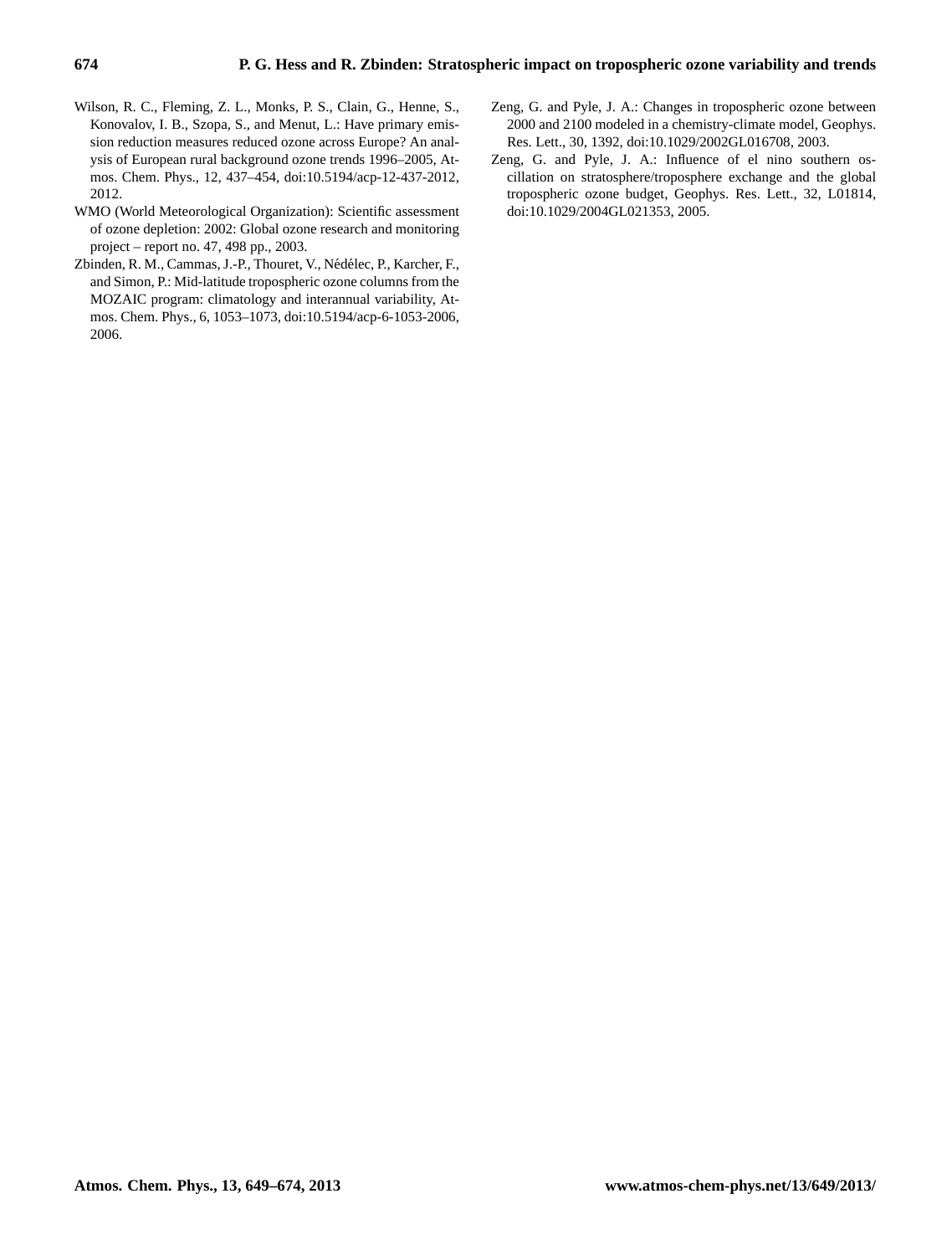Wilson, R. C., Fleming, Z. L., Monks, P. S., Clain, G., Henne, S., Konovalov, I. B., Szopa, S., and Menut, L.: Have primary emission reduction measures reduced ozone across Europe? An analysis of European rural background ozone trends 1996–2005, Atmos. Chem. Phys., 12, 437–454, doi:10.5194/acp-12-437-2012, 2012.

WMO (World Meteorological Organization): Scientific assessment of ozone depletion: 2002: Global ozone research and monitoring project – report no. 47, 498 pp., 2003.

Zbinden, R. M., Cammas, J.-P., Thouret, V., Nédélec, P., Karcher, F., and Simon, P.: Mid-latitude tropospheric ozone columns from the MOZAIC program: climatology and interannual variability, Atmos. Chem. Phys., 6, 1053–1073, doi:10.5194/acp-6-1053-2006, 2006.

Zeng, G. and Pyle, J. A.: Changes in tropospheric ozone between 2000 and 2100 modeled in a chemistry-climate model, Geophys. Res. Lett., 30, 1392, doi:10.1029/2002GL016708, 2003.

Zeng, G. and Pyle, J. A.: Influence of el nino southern oscillation on stratosphere/troposphere exchange and the global tropospheric ozone budget, Geophys. Res. Lett., 32, L01814, doi:10.1029/2004GL021353, 2005.